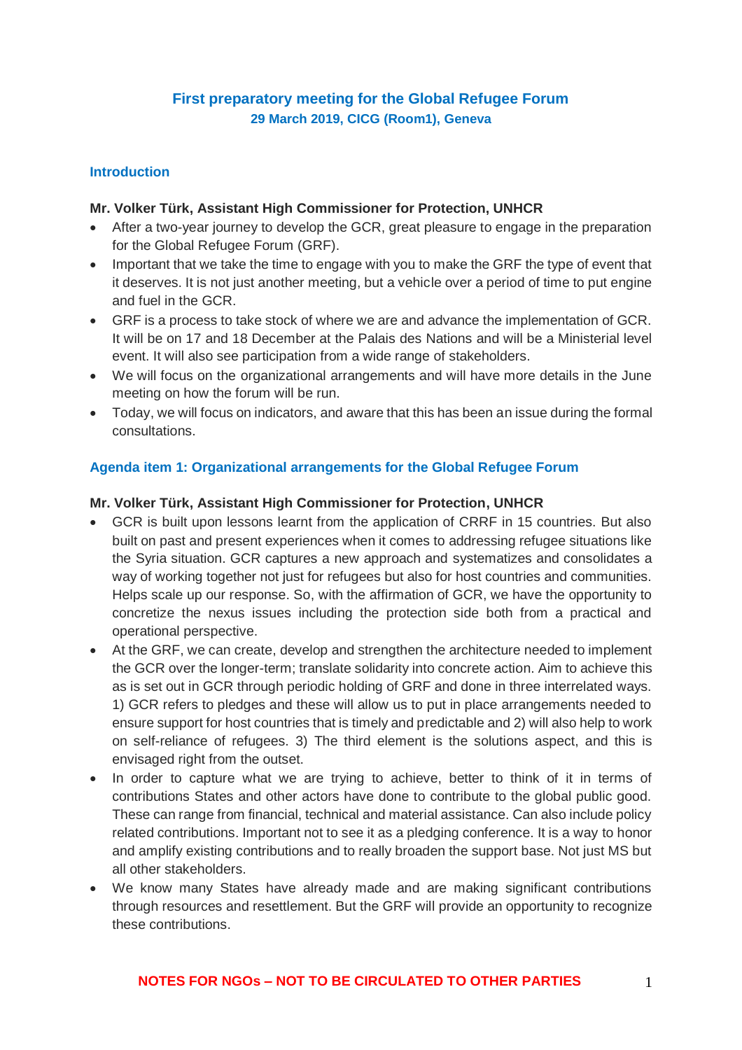# First preparatory meeting for the Global Refugee Forum

**29 March 2019, CICG (Room1), Geneva**

## Introduction

**Mr. Volker Türk, Assistant High Commissioner for Protection, UNHCR**

- After a two-year journey to develop the GCR, great pleasure to engage in the preparation for the Global Refugee Forum (GRF).
- Important that we take the time to engage with you to make the GRF the type of event that it deserves. It is not just another meeting, but a vehicle over a period of time to put engine and fuel in the GCR.
- GRF is a process to take stock of where we are and advance the implementation of GCR. It will be on 17 and 18 December at the Palais des Nations and will be a Ministerial level event. It will also see participation from a wide range of stakeholders.
- We will focus on the organizational arrangements and will have more details in the June meeting on how the forum will be run.
- Today, we will focus on indicators, and aware that this has been an issue during the formal consultations.

## Agenda item 1: Organizational arrangements for the Global Refugee Forum

**Mr. Volker Türk, Assistant High Commissioner for Protection, UNHCR**

- GCR is built upon lessons learnt from the application of CRRF in 15 countries. But also built on past and present experiences when it comes to addressing refugee situations like the Syria situation. GCR captures a new approach and systematizes and consolidates a way of working together not just for refugees but also for host countries and communities. Helps scale up our response. So, with the affirmation of GCR, we have the opportunity to concretize the nexus issues including the protection side both from a practical and operational perspective.
- At the GRF, we can create, develop and strengthen the architecture needed to implement the GCR over the longer-term; translate solidarity into concrete action. Aim to achieve this as is set out in GCR through periodic holding of GRF and done in three interrelated ways. 1) GCR refers to pledges and these will allow us to put in place arrangements needed to ensure support for host countries that is timely and predictable and 2) will also help to work on self-reliance of refugees. 3) The third element is the solutions aspect, and this is envisaged right from the outset.
- In order to capture what we are trying to achieve, better to think of it in terms of contributions States and other actors have done to contribute to the global public good. These can range from financial, technical and material assistance. Can also include policy related contributions. Important not to see it as a pledging conference. It is a way to honor and amplify existing contributions and to really broaden the support base. Not just MS but all other stakeholders.
- We know many States have already made and are making significant contributions through resources and resettlement. But the GRF will provide an opportunity to recognize these contributions.

**NOTES FOR NGOs – NOT TO BE CIRCULATED TO OTHER PARTIES**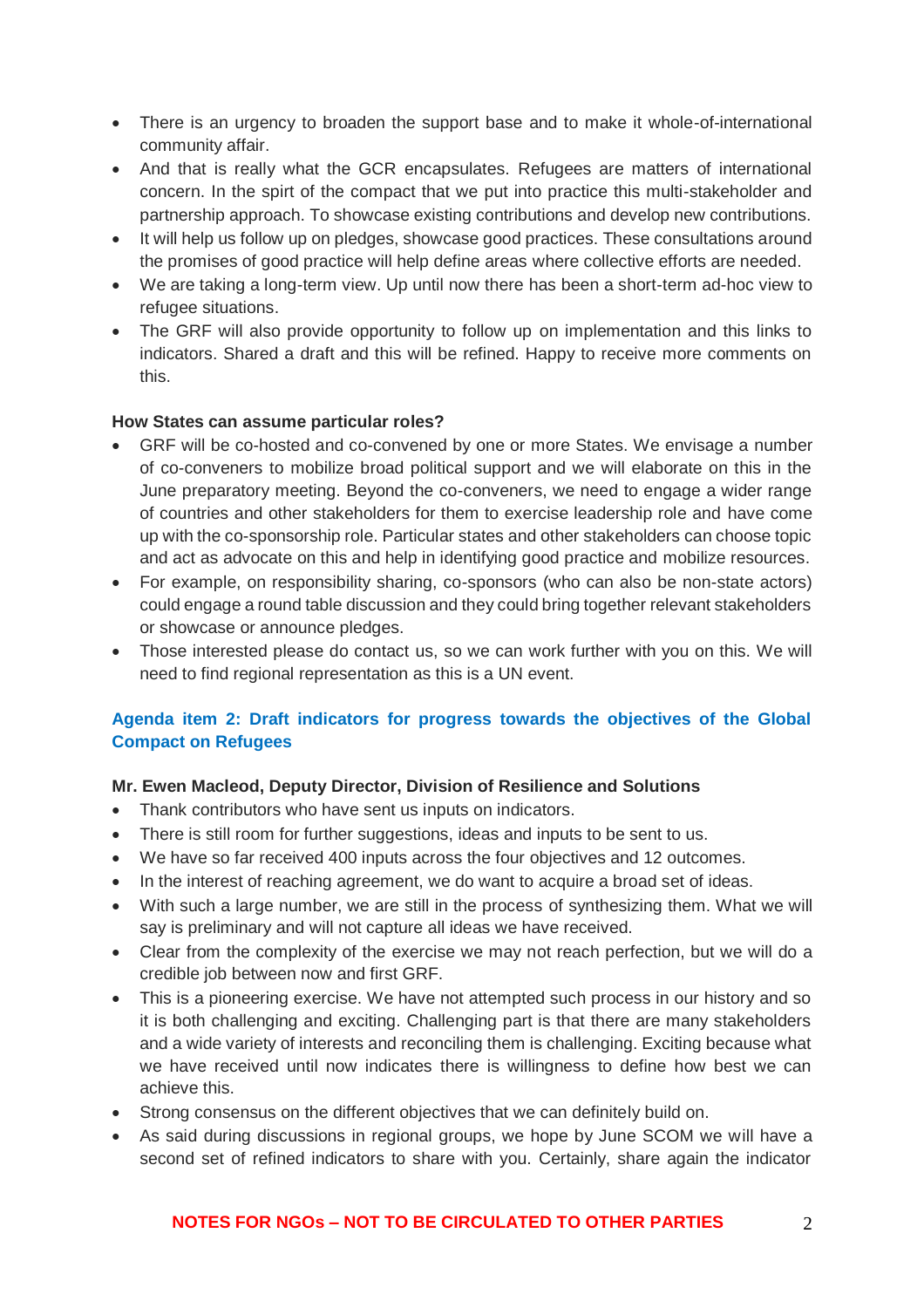- There is an urgency to broaden the support base and to make it whole-of-international community affair.
- And that is really what the GCR encapsulates. Refugees are matters of international concern. In the spirt of the compact that we put into practice this multi-stakeholder and partnership approach. To showcase existing contributions and develop new contributions.
- It will help us follow up on pledges, showcase good practices. These consultations around the promises of good practice will help define areas where collective efforts are needed.
- We are taking a long-term view. Up until now there has been a short-term ad-hoc view to refugee situations.
- The GRF will also provide opportunity to follow up on implementation and this links to indicators. Shared a draft and this will be refined. Happy to receive more comments on this.

**How States can assume particular roles?**

- GRF will be co-hosted and co-convened by one or more States. We envisage a number of co-conveners to mobilize broad political support and we will elaborate on this in the June preparatory meeting. Beyond the co-conveners, we need to engage a wider range of countries and other stakeholders for them to exercise leadership role and have come up with the co-sponsorship role. Particular states and other stakeholders can choose topic and act as advocate on this and help in identifying good practice and mobilize resources.
- For example, on responsibility sharing, co-sponsors (who can also be non-state actors) could engage a round table discussion and they could bring together relevant stakeholders or showcase or announce pledges.
- Those interested please do contact us, so we can work further with you on this. We will need to find regional representation as this is a UN event.

## Agenda item 2: Draft indicators for progress towards the objectives of the Global Compact on Refugees

**Mr. Ewen Macleod, Deputy Director, Division of Resilience and Solutions**

- Thank contributors who have sent us inputs on indicators.
- There is still room for further suggestions, ideas and inputs to be sent to us.
- We have so far received 400 inputs across the four objectives and 12 outcomes.
- In the interest of reaching agreement, we do want to acquire a broad set of ideas.
- With such a large number, we are still in the process of synthesizing them. What we will say is preliminary and will not capture all ideas we have received.
- Clear from the complexity of the exercise we may not reach perfection, but we will do a credible job between now and first GRF.
- This is a pioneering exercise. We have not attempted such process in our history and so it is both challenging and exciting. Challenging part is that there are many stakeholders and a wide variety of interests and reconciling them is challenging. Exciting because what we have received until now indicates there is willingness to define how best we can achieve this.
- Strong consensus on the different objectives that we can definitely build on.
- As said during discussions in regional groups, we hope by June SCOM we will have a second set of refined indicators to share with you. Certainly, share again the indicator

**NOTES FOR NGOs – NOT TO BE CIRCULATED TO OTHER PARTIES**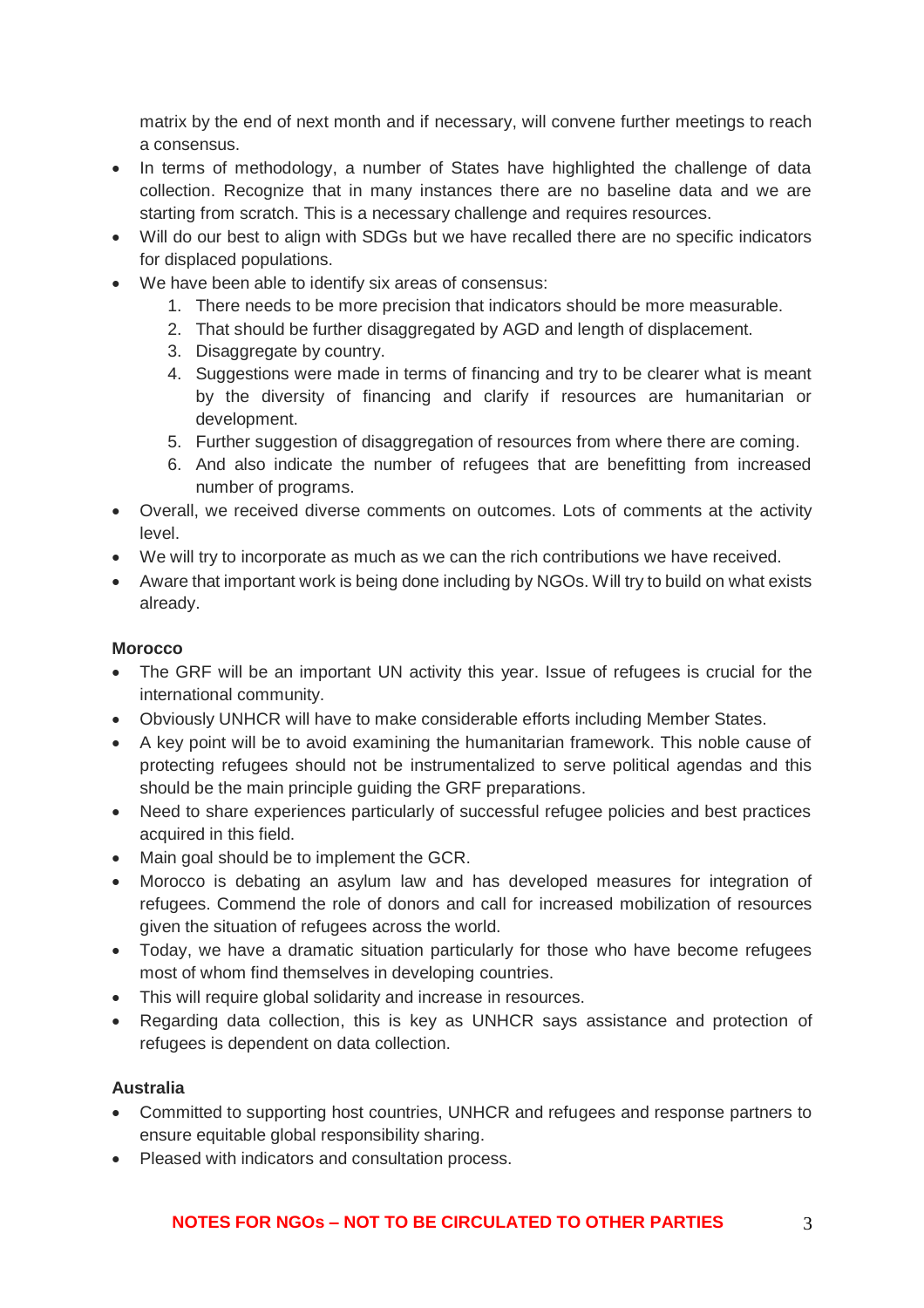matrix by the end of next month and if necessary, will convene further meetings to reach a consensus.

- In terms of methodology, a number of States have highlighted the challenge of data collection. Recognize that in many instances there are no baseline data and we are starting from scratch. This is a necessary challenge and requires resources.
- Will do our best to align with SDGs but we have recalled there are no specific indicators for displaced populations.
- We have been able to identify six areas of consensus:
    1. There needs to be more precision that indicators should be more measurable.
    2. That should be further disaggregated by AGD and length of displacement.
    3. Disaggregate by country.
    4. Suggestions were made in terms of financing and try to be clearer what is meant by the diversity of financing and clarify if resources are humanitarian or development.
    5. Further suggestion of disaggregation of resources from where there are coming.
    6. And also indicate the number of refugees that are benefitting from increased number of programs.
- Overall, we received diverse comments on outcomes. Lots of comments at the activity level.
- We will try to incorporate as much as we can the rich contributions we have received.
- Aware that important work is being done including by NGOs. Will try to build on what exists already.

**Morocco**

- The GRF will be an important UN activity this year. Issue of refugees is crucial for the international community.
- Obviously UNHCR will have to make considerable efforts including Member States.
- A key point will be to avoid examining the humanitarian framework. This noble cause of protecting refugees should not be instrumentalized to serve political agendas and this should be the main principle guiding the GRF preparations.
- Need to share experiences particularly of successful refugee policies and best practices acquired in this field.
- Main goal should be to implement the GCR.
- Morocco is debating an asylum law and has developed measures for integration of refugees. Commend the role of donors and call for increased mobilization of resources given the situation of refugees across the world.
- Today, we have a dramatic situation particularly for those who have become refugees most of whom find themselves in developing countries.
- This will require global solidarity and increase in resources.
- Regarding data collection, this is key as UNHCR says assistance and protection of refugees is dependent on data collection.

**Australia**

- Committed to supporting host countries, UNHCR and refugees and response partners to ensure equitable global responsibility sharing.
- Pleased with indicators and consultation process.

**NOTES FOR NGOs – NOT TO BE CIRCULATED TO OTHER PARTIES**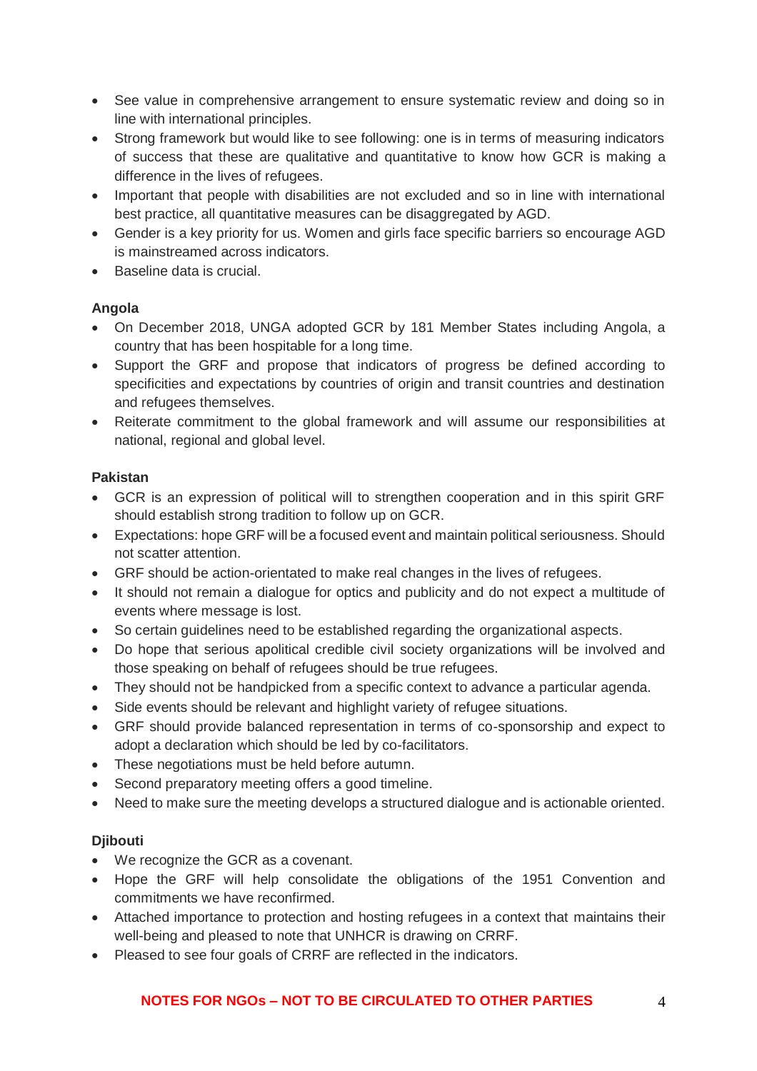- See value in comprehensive arrangement to ensure systematic review and doing so in line with international principles.
- Strong framework but would like to see following: one is in terms of measuring indicators of success that these are qualitative and quantitative to know how GCR is making a difference in the lives of refugees.
- Important that people with disabilities are not excluded and so in line with international best practice, all quantitative measures can be disaggregated by AGD.
- Gender is a key priority for us. Women and girls face specific barriers so encourage AGD is mainstreamed across indicators.
- Baseline data is crucial.

**Angola**

- On December 2018, UNGA adopted GCR by 181 Member States including Angola, a country that has been hospitable for a long time.
- Support the GRF and propose that indicators of progress be defined according to specificities and expectations by countries of origin and transit countries and destination and refugees themselves.
- Reiterate commitment to the global framework and will assume our responsibilities at national, regional and global level.

**Pakistan**

- GCR is an expression of political will to strengthen cooperation and in this spirit GRF should establish strong tradition to follow up on GCR.
- Expectations: hope GRF will be a focused event and maintain political seriousness. Should not scatter attention.
- GRF should be action-orientated to make real changes in the lives of refugees.
- It should not remain a dialogue for optics and publicity and do not expect a multitude of events where message is lost.
- So certain guidelines need to be established regarding the organizational aspects.
- Do hope that serious apolitical credible civil society organizations will be involved and those speaking on behalf of refugees should be true refugees.
- They should not be handpicked from a specific context to advance a particular agenda.
- Side events should be relevant and highlight variety of refugee situations.
- GRF should provide balanced representation in terms of co-sponsorship and expect to adopt a declaration which should be led by co-facilitators.
- These negotiations must be held before autumn.
- Second preparatory meeting offers a good timeline.
- Need to make sure the meeting develops a structured dialogue and is actionable oriented.

**Djibouti**

- We recognize the GCR as a covenant.
- Hope the GRF will help consolidate the obligations of the 1951 Convention and commitments we have reconfirmed.
- Attached importance to protection and hosting refugees in a context that maintains their well-being and pleased to note that UNHCR is drawing on CRRF.
- Pleased to see four goals of CRRF are reflected in the indicators.

**NOTES FOR NGOs – NOT TO BE CIRCULATED TO OTHER PARTIES**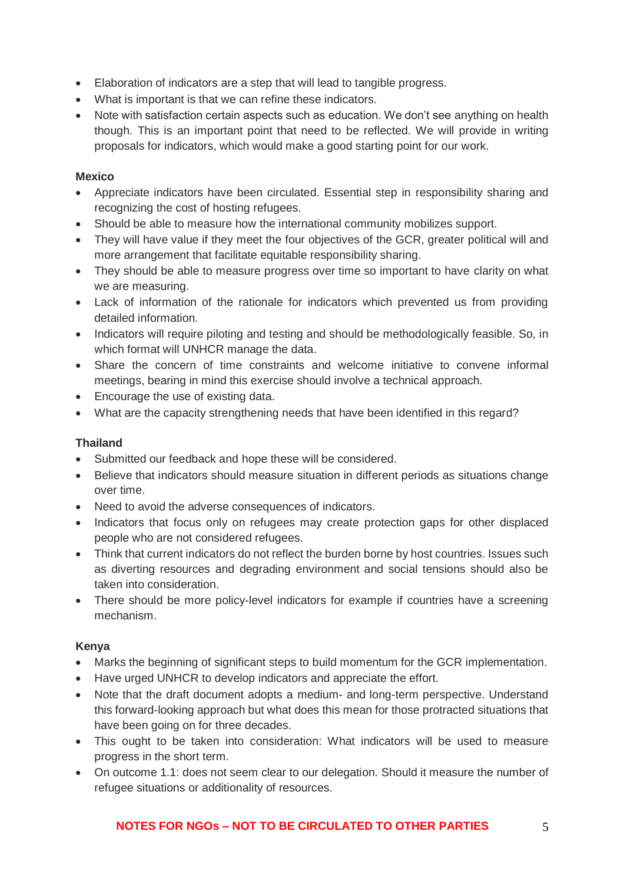- Elaboration of indicators are a step that will lead to tangible progress.
- What is important is that we can refine these indicators.
- Note with satisfaction certain aspects such as education. We don't see anything on health though. This is an important point that need to be reflected. We will provide in writing proposals for indicators, which would make a good starting point for our work.

**Mexico**

- Appreciate indicators have been circulated. Essential step in responsibility sharing and recognizing the cost of hosting refugees.
- Should be able to measure how the international community mobilizes support.
- They will have value if they meet the four objectives of the GCR, greater political will and more arrangement that facilitate equitable responsibility sharing.
- They should be able to measure progress over time so important to have clarity on what we are measuring.
- Lack of information of the rationale for indicators which prevented us from providing detailed information.
- Indicators will require piloting and testing and should be methodologically feasible. So, in which format will UNHCR manage the data.
- Share the concern of time constraints and welcome initiative to convene informal meetings, bearing in mind this exercise should involve a technical approach.
- Encourage the use of existing data.
- What are the capacity strengthening needs that have been identified in this regard?

**Thailand**

- Submitted our feedback and hope these will be considered.
- Believe that indicators should measure situation in different periods as situations change over time.
- Need to avoid the adverse consequences of indicators.
- Indicators that focus only on refugees may create protection gaps for other displaced people who are not considered refugees.
- Think that current indicators do not reflect the burden borne by host countries. Issues such as diverting resources and degrading environment and social tensions should also be taken into consideration.
- There should be more policy-level indicators for example if countries have a screening mechanism.

**Kenya**

- Marks the beginning of significant steps to build momentum for the GCR implementation.
- Have urged UNHCR to develop indicators and appreciate the effort.
- Note that the draft document adopts a medium- and long-term perspective. Understand this forward-looking approach but what does this mean for those protracted situations that have been going on for three decades.
- This ought to be taken into consideration: What indicators will be used to measure progress in the short term.
- On outcome 1.1: does not seem clear to our delegation. Should it measure the number of refugee situations or additionality of resources.

**NOTES FOR NGOs – NOT TO BE CIRCULATED TO OTHER PARTIES**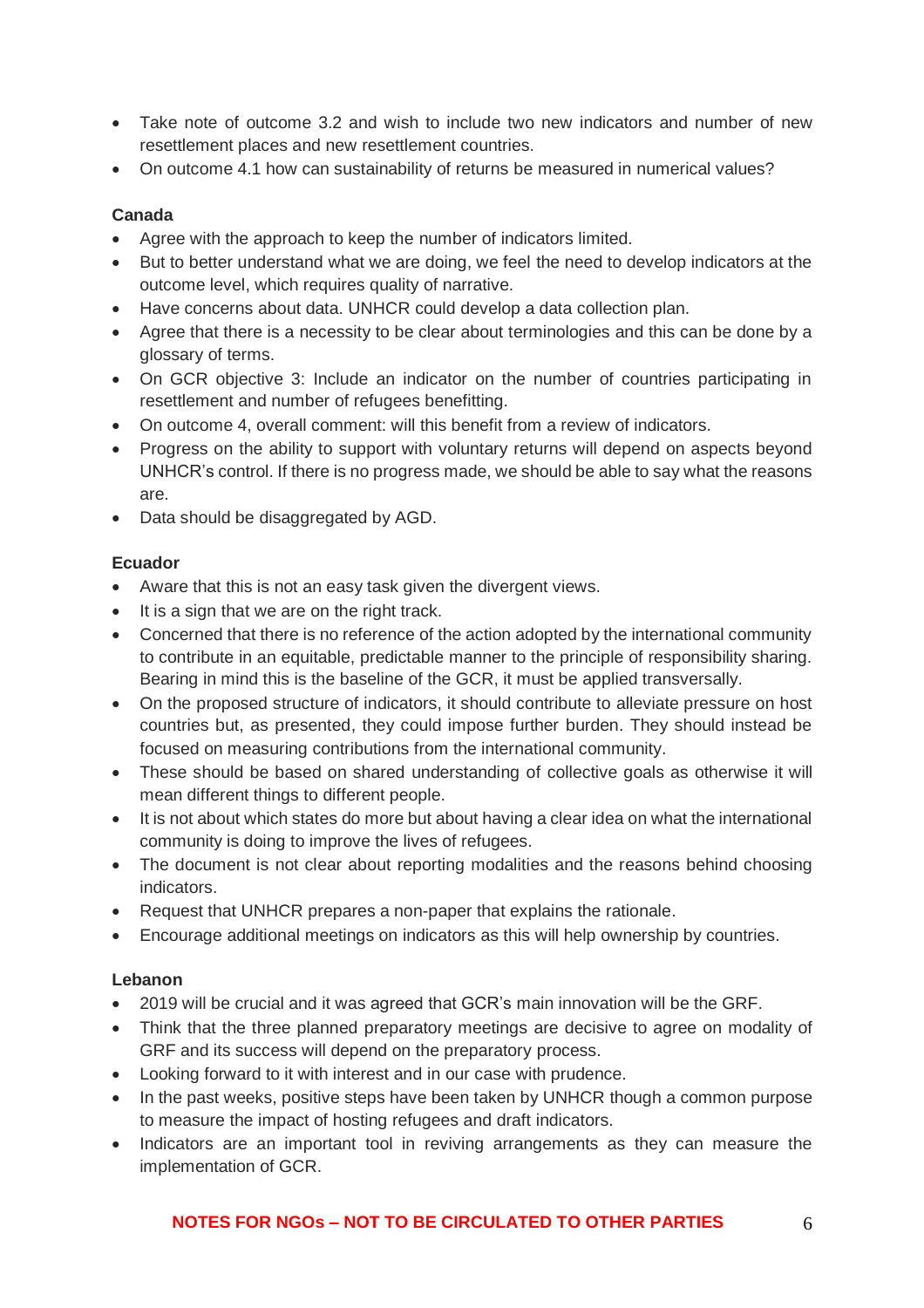- Take note of outcome 3.2 and wish to include two new indicators and number of new resettlement places and new resettlement countries.
- On outcome 4.1 how can sustainability of returns be measured in numerical values?

**Canada**

- Agree with the approach to keep the number of indicators limited.
- But to better understand what we are doing, we feel the need to develop indicators at the outcome level, which requires quality of narrative.
- Have concerns about data. UNHCR could develop a data collection plan.
- Agree that there is a necessity to be clear about terminologies and this can be done by a glossary of terms.
- On GCR objective 3: Include an indicator on the number of countries participating in resettlement and number of refugees benefitting.
- On outcome 4, overall comment: will this benefit from a review of indicators.
- Progress on the ability to support with voluntary returns will depend on aspects beyond UNHCR's control. If there is no progress made, we should be able to say what the reasons are.
- Data should be disaggregated by AGD.

**Ecuador**

- Aware that this is not an easy task given the divergent views.
- It is a sign that we are on the right track.
- Concerned that there is no reference of the action adopted by the international community to contribute in an equitable, predictable manner to the principle of responsibility sharing. Bearing in mind this is the baseline of the GCR, it must be applied transversally.
- On the proposed structure of indicators, it should contribute to alleviate pressure on host countries but, as presented, they could impose further burden. They should instead be focused on measuring contributions from the international community.
- These should be based on shared understanding of collective goals as otherwise it will mean different things to different people.
- It is not about which states do more but about having a clear idea on what the international community is doing to improve the lives of refugees.
- The document is not clear about reporting modalities and the reasons behind choosing indicators.
- Request that UNHCR prepares a non-paper that explains the rationale.
- Encourage additional meetings on indicators as this will help ownership by countries.

**Lebanon**

- 2019 will be crucial and it was agreed that GCR's main innovation will be the GRF.
- Think that the three planned preparatory meetings are decisive to agree on modality of GRF and its success will depend on the preparatory process.
- Looking forward to it with interest and in our case with prudence.
- In the past weeks, positive steps have been taken by UNHCR though a common purpose to measure the impact of hosting refugees and draft indicators.
- Indicators are an important tool in reviving arrangements as they can measure the implementation of GCR.

**NOTES FOR NGOs – NOT TO BE CIRCULATED TO OTHER PARTIES**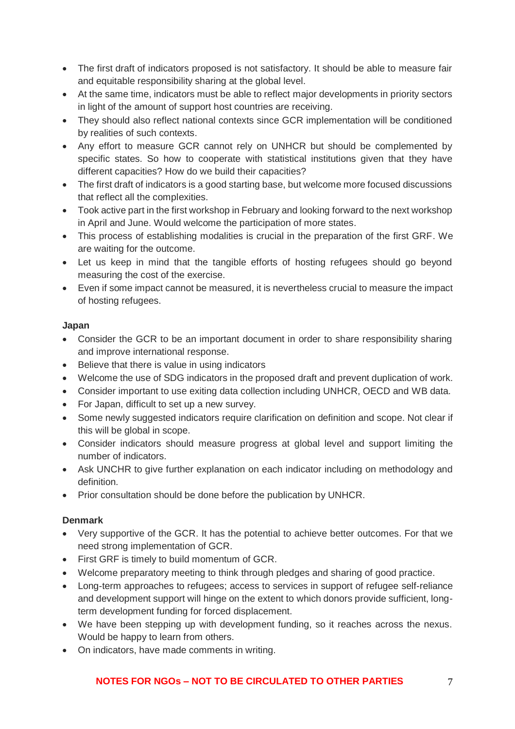- The first draft of indicators proposed is not satisfactory. It should be able to measure fair and equitable responsibility sharing at the global level.
- At the same time, indicators must be able to reflect major developments in priority sectors in light of the amount of support host countries are receiving.
- They should also reflect national contexts since GCR implementation will be conditioned by realities of such contexts.
- Any effort to measure GCR cannot rely on UNHCR but should be complemented by specific states. So how to cooperate with statistical institutions given that they have different capacities? How do we build their capacities?
- The first draft of indicators is a good starting base, but welcome more focused discussions that reflect all the complexities.
- Took active part in the first workshop in February and looking forward to the next workshop in April and June. Would welcome the participation of more states.
- This process of establishing modalities is crucial in the preparation of the first GRF. We are waiting for the outcome.
- Let us keep in mind that the tangible efforts of hosting refugees should go beyond measuring the cost of the exercise.
- Even if some impact cannot be measured, it is nevertheless crucial to measure the impact of hosting refugees.

**Japan**

- Consider the GCR to be an important document in order to share responsibility sharing and improve international response.
- Believe that there is value in using indicators
- Welcome the use of SDG indicators in the proposed draft and prevent duplication of work.
- Consider important to use exiting data collection including UNHCR, OECD and WB data.
- For Japan, difficult to set up a new survey.
- Some newly suggested indicators require clarification on definition and scope. Not clear if this will be global in scope.
- Consider indicators should measure progress at global level and support limiting the number of indicators.
- Ask UNCHR to give further explanation on each indicator including on methodology and definition.
- Prior consultation should be done before the publication by UNHCR.

**Denmark**

- Very supportive of the GCR. It has the potential to achieve better outcomes. For that we need strong implementation of GCR.
- First GRF is timely to build momentum of GCR.
- Welcome preparatory meeting to think through pledges and sharing of good practice.
- Long-term approaches to refugees; access to services in support of refugee self-reliance and development support will hinge on the extent to which donors provide sufficient, long-term development funding for forced displacement.
- We have been stepping up with development funding, so it reaches across the nexus. Would be happy to learn from others.
- On indicators, have made comments in writing.

**NOTES FOR NGOs – NOT TO BE CIRCULATED TO OTHER PARTIES**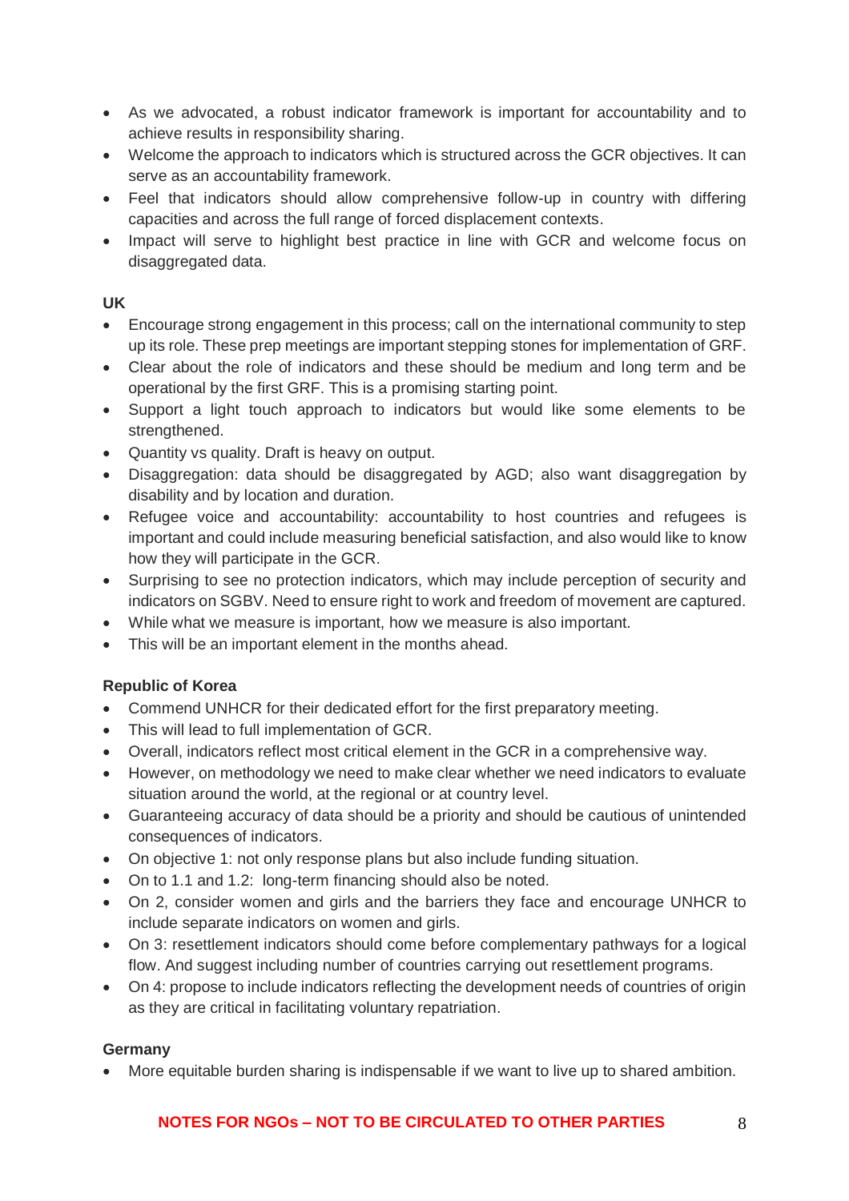- As we advocated, a robust indicator framework is important for accountability and to achieve results in responsibility sharing.
- Welcome the approach to indicators which is structured across the GCR objectives. It can serve as an accountability framework.
- Feel that indicators should allow comprehensive follow-up in country with differing capacities and across the full range of forced displacement contexts.
- Impact will serve to highlight best practice in line with GCR and welcome focus on disaggregated data.

**UK**

- Encourage strong engagement in this process; call on the international community to step up its role. These prep meetings are important stepping stones for implementation of GRF.
- Clear about the role of indicators and these should be medium and long term and be operational by the first GRF. This is a promising starting point.
- Support a light touch approach to indicators but would like some elements to be strengthened.
- Quantity vs quality. Draft is heavy on output.
- Disaggregation: data should be disaggregated by AGD; also want disaggregation by disability and by location and duration.
- Refugee voice and accountability: accountability to host countries and refugees is important and could include measuring beneficial satisfaction, and also would like to know how they will participate in the GCR.
- Surprising to see no protection indicators, which may include perception of security and indicators on SGBV. Need to ensure right to work and freedom of movement are captured.
- While what we measure is important, how we measure is also important.
- This will be an important element in the months ahead.

**Republic of Korea**

- Commend UNHCR for their dedicated effort for the first preparatory meeting.
- This will lead to full implementation of GCR.
- Overall, indicators reflect most critical element in the GCR in a comprehensive way.
- However, on methodology we need to make clear whether we need indicators to evaluate situation around the world, at the regional or at country level.
- Guaranteeing accuracy of data should be a priority and should be cautious of unintended consequences of indicators.
- On objective 1: not only response plans but also include funding situation.
- On to 1.1 and 1.2: long-term financing should also be noted.
- On 2, consider women and girls and the barriers they face and encourage UNHCR to include separate indicators on women and girls.
- On 3: resettlement indicators should come before complementary pathways for a logical flow. And suggest including number of countries carrying out resettlement programs.
- On 4: propose to include indicators reflecting the development needs of countries of origin as they are critical in facilitating voluntary repatriation.

**Germany**

- More equitable burden sharing is indispensable if we want to live up to shared ambition.

**NOTES FOR NGOs – NOT TO BE CIRCULATED TO OTHER PARTIES**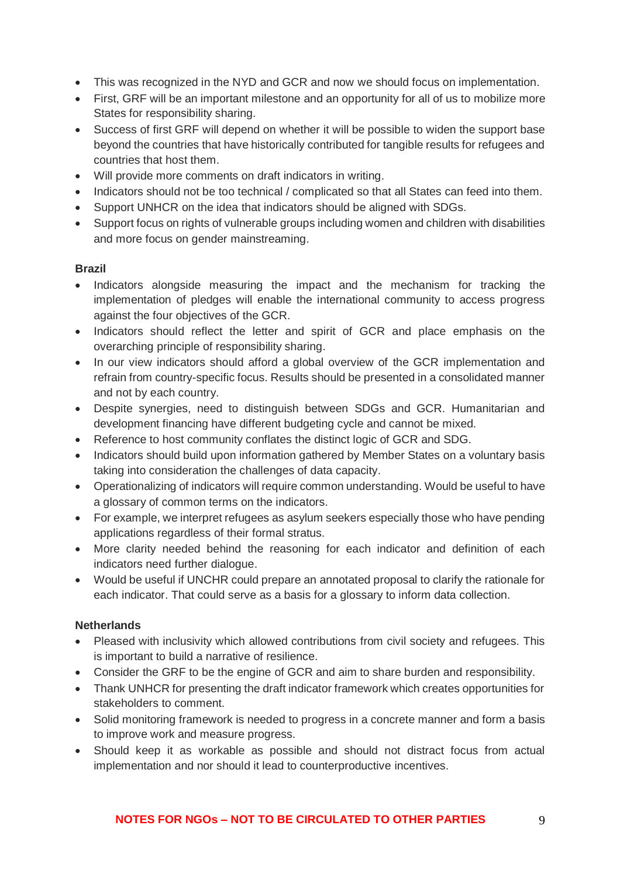- This was recognized in the NYD and GCR and now we should focus on implementation.
- First, GRF will be an important milestone and an opportunity for all of us to mobilize more States for responsibility sharing.
- Success of first GRF will depend on whether it will be possible to widen the support base beyond the countries that have historically contributed for tangible results for refugees and countries that host them.
- Will provide more comments on draft indicators in writing.
- Indicators should not be too technical / complicated so that all States can feed into them.
- Support UNHCR on the idea that indicators should be aligned with SDGs.
- Support focus on rights of vulnerable groups including women and children with disabilities and more focus on gender mainstreaming.

**Brazil**

- Indicators alongside measuring the impact and the mechanism for tracking the implementation of pledges will enable the international community to access progress against the four objectives of the GCR.
- Indicators should reflect the letter and spirit of GCR and place emphasis on the overarching principle of responsibility sharing.
- In our view indicators should afford a global overview of the GCR implementation and refrain from country-specific focus. Results should be presented in a consolidated manner and not by each country.
- Despite synergies, need to distinguish between SDGs and GCR. Humanitarian and development financing have different budgeting cycle and cannot be mixed.
- Reference to host community conflates the distinct logic of GCR and SDG.
- Indicators should build upon information gathered by Member States on a voluntary basis taking into consideration the challenges of data capacity.
- Operationalizing of indicators will require common understanding. Would be useful to have a glossary of common terms on the indicators.
- For example, we interpret refugees as asylum seekers especially those who have pending applications regardless of their formal stratus.
- More clarity needed behind the reasoning for each indicator and definition of each indicators need further dialogue.
- Would be useful if UNCHR could prepare an annotated proposal to clarify the rationale for each indicator. That could serve as a basis for a glossary to inform data collection.

**Netherlands**

- Pleased with inclusivity which allowed contributions from civil society and refugees. This is important to build a narrative of resilience.
- Consider the GRF to be the engine of GCR and aim to share burden and responsibility.
- Thank UNHCR for presenting the draft indicator framework which creates opportunities for stakeholders to comment.
- Solid monitoring framework is needed to progress in a concrete manner and form a basis to improve work and measure progress.
- Should keep it as workable as possible and should not distract focus from actual implementation and nor should it lead to counterproductive incentives.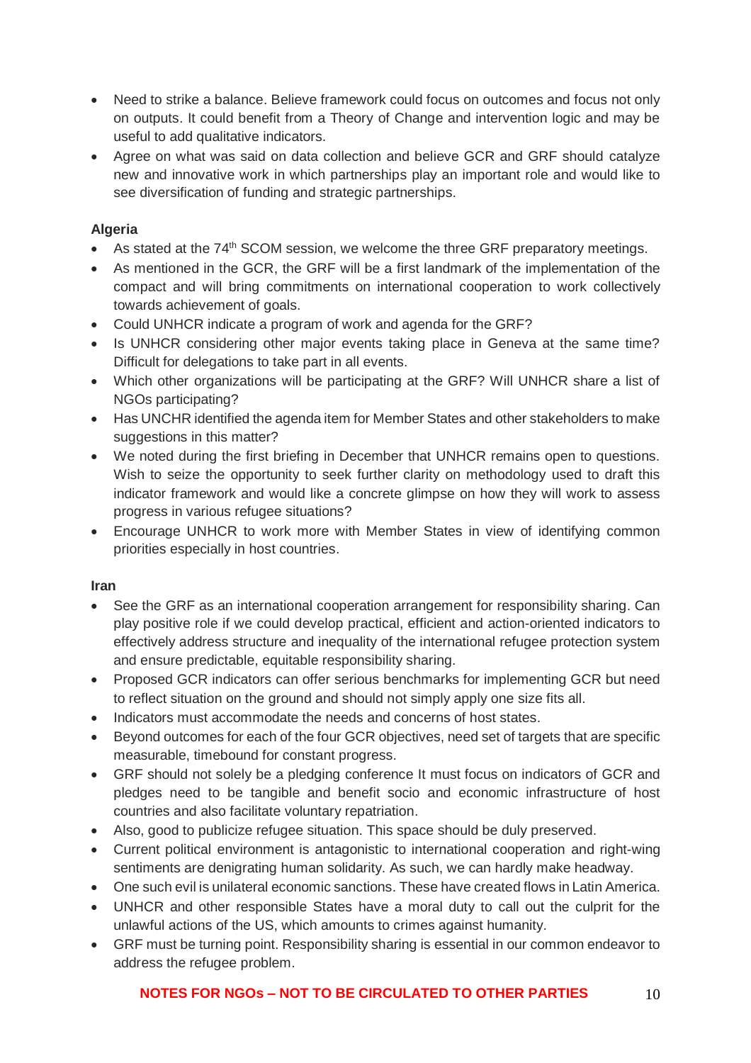- Need to strike a balance. Believe framework could focus on outcomes and focus not only on outputs. It could benefit from a Theory of Change and intervention logic and may be useful to add qualitative indicators.
- Agree on what was said on data collection and believe GCR and GRF should catalyze new and innovative work in which partnerships play an important role and would like to see diversification of funding and strategic partnerships.

**Algeria**

- As stated at the 74th SCOM session, we welcome the three GRF preparatory meetings.
- As mentioned in the GCR, the GRF will be a first landmark of the implementation of the compact and will bring commitments on international cooperation to work collectively towards achievement of goals.
- Could UNHCR indicate a program of work and agenda for the GRF?
- Is UNHCR considering other major events taking place in Geneva at the same time? Difficult for delegations to take part in all events.
- Which other organizations will be participating at the GRF? Will UNHCR share a list of NGOs participating?
- Has UNCHR identified the agenda item for Member States and other stakeholders to make suggestions in this matter?
- We noted during the first briefing in December that UNHCR remains open to questions. Wish to seize the opportunity to seek further clarity on methodology used to draft this indicator framework and would like a concrete glimpse on how they will work to assess progress in various refugee situations?
- Encourage UNHCR to work more with Member States in view of identifying common priorities especially in host countries.

**Iran**

- See the GRF as an international cooperation arrangement for responsibility sharing. Can play positive role if we could develop practical, efficient and action-oriented indicators to effectively address structure and inequality of the international refugee protection system and ensure predictable, equitable responsibility sharing.
- Proposed GCR indicators can offer serious benchmarks for implementing GCR but need to reflect situation on the ground and should not simply apply one size fits all.
- Indicators must accommodate the needs and concerns of host states.
- Beyond outcomes for each of the four GCR objectives, need set of targets that are specific measurable, timebound for constant progress.
- GRF should not solely be a pledging conference It must focus on indicators of GCR and pledges need to be tangible and benefit socio and economic infrastructure of host countries and also facilitate voluntary repatriation.
- Also, good to publicize refugee situation. This space should be duly preserved.
- Current political environment is antagonistic to international cooperation and right-wing sentiments are denigrating human solidarity. As such, we can hardly make headway.
- One such evil is unilateral economic sanctions. These have created flows in Latin America.
- UNHCR and other responsible States have a moral duty to call out the culprit for the unlawful actions of the US, which amounts to crimes against humanity.
- GRF must be turning point. Responsibility sharing is essential in our common endeavor to address the refugee problem.

**NOTES FOR NGOs – NOT TO BE CIRCULATED TO OTHER PARTIES**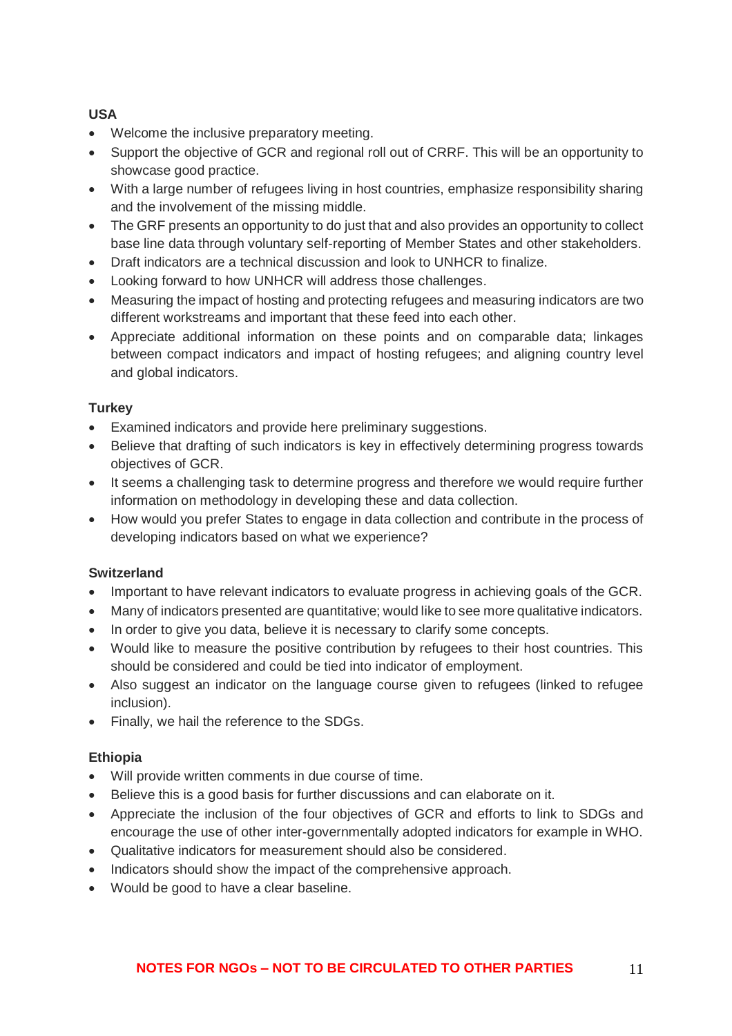**USA**

- Welcome the inclusive preparatory meeting.
- Support the objective of GCR and regional roll out of CRRF. This will be an opportunity to showcase good practice.
- With a large number of refugees living in host countries, emphasize responsibility sharing and the involvement of the missing middle.
- The GRF presents an opportunity to do just that and also provides an opportunity to collect base line data through voluntary self-reporting of Member States and other stakeholders.
- Draft indicators are a technical discussion and look to UNHCR to finalize.
- Looking forward to how UNHCR will address those challenges.
- Measuring the impact of hosting and protecting refugees and measuring indicators are two different workstreams and important that these feed into each other.
- Appreciate additional information on these points and on comparable data; linkages between compact indicators and impact of hosting refugees; and aligning country level and global indicators.

**Turkey**

- Examined indicators and provide here preliminary suggestions.
- Believe that drafting of such indicators is key in effectively determining progress towards objectives of GCR.
- It seems a challenging task to determine progress and therefore we would require further information on methodology in developing these and data collection.
- How would you prefer States to engage in data collection and contribute in the process of developing indicators based on what we experience?

**Switzerland**

- Important to have relevant indicators to evaluate progress in achieving goals of the GCR.
- Many of indicators presented are quantitative; would like to see more qualitative indicators.
- In order to give you data, believe it is necessary to clarify some concepts.
- Would like to measure the positive contribution by refugees to their host countries. This should be considered and could be tied into indicator of employment.
- Also suggest an indicator on the language course given to refugees (linked to refugee inclusion).
- Finally, we hail the reference to the SDGs.

**Ethiopia**

- Will provide written comments in due course of time.
- Believe this is a good basis for further discussions and can elaborate on it.
- Appreciate the inclusion of the four objectives of GCR and efforts to link to SDGs and encourage the use of other inter-governmentally adopted indicators for example in WHO.
- Qualitative indicators for measurement should also be considered.
- Indicators should show the impact of the comprehensive approach.
- Would be good to have a clear baseline.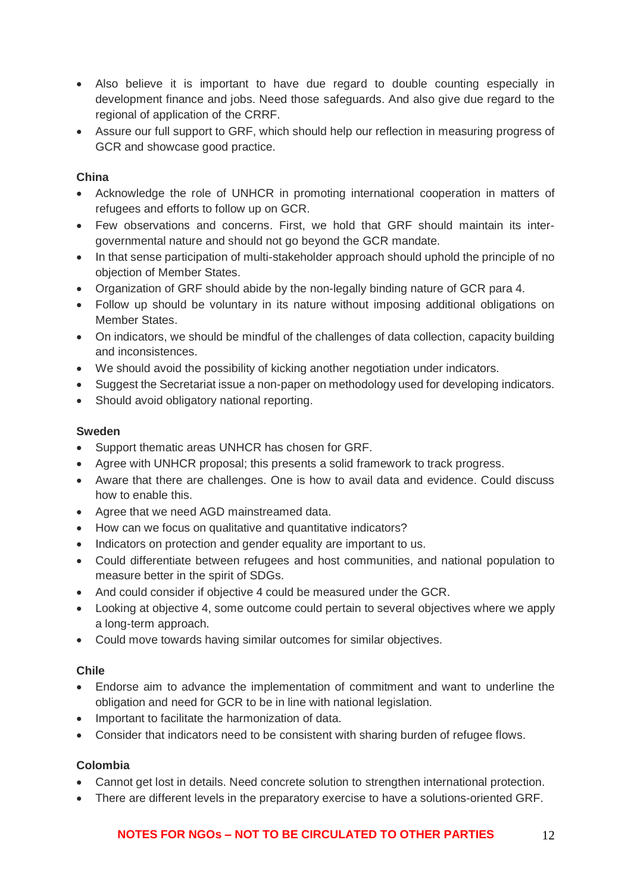- Also believe it is important to have due regard to double counting especially in development finance and jobs. Need those safeguards. And also give due regard to the regional of application of the CRRF.
- Assure our full support to GRF, which should help our reflection in measuring progress of GCR and showcase good practice.

**China**

- Acknowledge the role of UNHCR in promoting international cooperation in matters of refugees and efforts to follow up on GCR.
- Few observations and concerns. First, we hold that GRF should maintain its inter-governmental nature and should not go beyond the GCR mandate.
- In that sense participation of multi-stakeholder approach should uphold the principle of no objection of Member States.
- Organization of GRF should abide by the non-legally binding nature of GCR para 4.
- Follow up should be voluntary in its nature without imposing additional obligations on Member States.
- On indicators, we should be mindful of the challenges of data collection, capacity building and inconsistences.
- We should avoid the possibility of kicking another negotiation under indicators.
- Suggest the Secretariat issue a non-paper on methodology used for developing indicators.
- Should avoid obligatory national reporting.

**Sweden**

- Support thematic areas UNHCR has chosen for GRF.
- Agree with UNHCR proposal; this presents a solid framework to track progress.
- Aware that there are challenges. One is how to avail data and evidence. Could discuss how to enable this.
- Agree that we need AGD mainstreamed data.
- How can we focus on qualitative and quantitative indicators?
- Indicators on protection and gender equality are important to us.
- Could differentiate between refugees and host communities, and national population to measure better in the spirit of SDGs.
- And could consider if objective 4 could be measured under the GCR.
- Looking at objective 4, some outcome could pertain to several objectives where we apply a long-term approach.
- Could move towards having similar outcomes for similar objectives.

**Chile**

- Endorse aim to advance the implementation of commitment and want to underline the obligation and need for GCR to be in line with national legislation.
- Important to facilitate the harmonization of data.
- Consider that indicators need to be consistent with sharing burden of refugee flows.

**Colombia**

- Cannot get lost in details. Need concrete solution to strengthen international protection.
- There are different levels in the preparatory exercise to have a solutions-oriented GRF.

**NOTES FOR NGOs – NOT TO BE CIRCULATED TO OTHER PARTIES**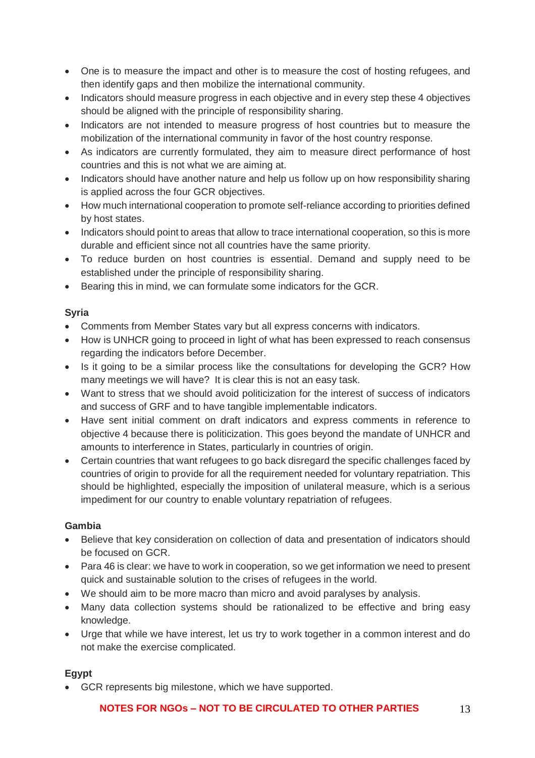- One is to measure the impact and other is to measure the cost of hosting refugees, and then identify gaps and then mobilize the international community.
- Indicators should measure progress in each objective and in every step these 4 objectives should be aligned with the principle of responsibility sharing.
- Indicators are not intended to measure progress of host countries but to measure the mobilization of the international community in favor of the host country response.
- As indicators are currently formulated, they aim to measure direct performance of host countries and this is not what we are aiming at.
- Indicators should have another nature and help us follow up on how responsibility sharing is applied across the four GCR objectives.
- How much international cooperation to promote self-reliance according to priorities defined by host states.
- Indicators should point to areas that allow to trace international cooperation, so this is more durable and efficient since not all countries have the same priority.
- To reduce burden on host countries is essential. Demand and supply need to be established under the principle of responsibility sharing.
- Bearing this in mind, we can formulate some indicators for the GCR.

**Syria**

- Comments from Member States vary but all express concerns with indicators.
- How is UNHCR going to proceed in light of what has been expressed to reach consensus regarding the indicators before December.
- Is it going to be a similar process like the consultations for developing the GCR? How many meetings we will have? It is clear this is not an easy task.
- Want to stress that we should avoid politicization for the interest of success of indicators and success of GRF and to have tangible implementable indicators.
- Have sent initial comment on draft indicators and express comments in reference to objective 4 because there is politicization. This goes beyond the mandate of UNHCR and amounts to interference in States, particularly in countries of origin.
- Certain countries that want refugees to go back disregard the specific challenges faced by countries of origin to provide for all the requirement needed for voluntary repatriation. This should be highlighted, especially the imposition of unilateral measure, which is a serious impediment for our country to enable voluntary repatriation of refugees.

**Gambia**

- Believe that key consideration on collection of data and presentation of indicators should be focused on GCR.
- Para 46 is clear: we have to work in cooperation, so we get information we need to present quick and sustainable solution to the crises of refugees in the world.
- We should aim to be more macro than micro and avoid paralyses by analysis.
- Many data collection systems should be rationalized to be effective and bring easy knowledge.
- Urge that while we have interest, let us try to work together in a common interest and do not make the exercise complicated.

**Egypt**

- GCR represents big milestone, which we have supported.

**NOTES FOR NGOs – NOT TO BE CIRCULATED TO OTHER PARTIES**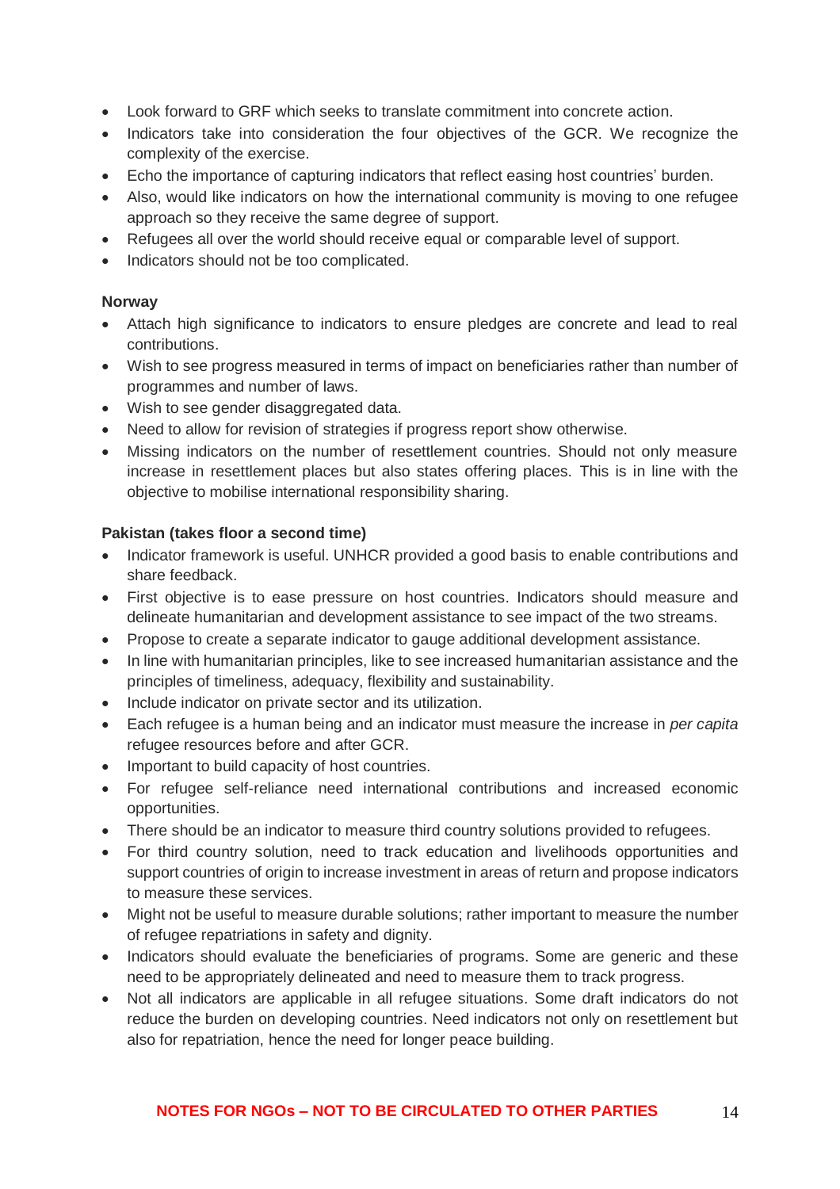- Look forward to GRF which seeks to translate commitment into concrete action.
- Indicators take into consideration the four objectives of the GCR. We recognize the complexity of the exercise.
- Echo the importance of capturing indicators that reflect easing host countries' burden.
- Also, would like indicators on how the international community is moving to one refugee approach so they receive the same degree of support.
- Refugees all over the world should receive equal or comparable level of support.
- Indicators should not be too complicated.

**Norway**

- Attach high significance to indicators to ensure pledges are concrete and lead to real contributions.
- Wish to see progress measured in terms of impact on beneficiaries rather than number of programmes and number of laws.
- Wish to see gender disaggregated data.
- Need to allow for revision of strategies if progress report show otherwise.
- Missing indicators on the number of resettlement countries. Should not only measure increase in resettlement places but also states offering places. This is in line with the objective to mobilise international responsibility sharing.

**Pakistan (takes floor a second time)**

- Indicator framework is useful. UNHCR provided a good basis to enable contributions and share feedback.
- First objective is to ease pressure on host countries. Indicators should measure and delineate humanitarian and development assistance to see impact of the two streams.
- Propose to create a separate indicator to gauge additional development assistance.
- In line with humanitarian principles, like to see increased humanitarian assistance and the principles of timeliness, adequacy, flexibility and sustainability.
- Include indicator on private sector and its utilization.
- Each refugee is a human being and an indicator must measure the increase in *per capita* refugee resources before and after GCR.
- Important to build capacity of host countries.
- For refugee self-reliance need international contributions and increased economic opportunities.
- There should be an indicator to measure third country solutions provided to refugees.
- For third country solution, need to track education and livelihoods opportunities and support countries of origin to increase investment in areas of return and propose indicators to measure these services.
- Might not be useful to measure durable solutions; rather important to measure the number of refugee repatriations in safety and dignity.
- Indicators should evaluate the beneficiaries of programs. Some are generic and these need to be appropriately delineated and need to measure them to track progress.
- Not all indicators are applicable in all refugee situations. Some draft indicators do not reduce the burden on developing countries. Need indicators not only on resettlement but also for repatriation, hence the need for longer peace building.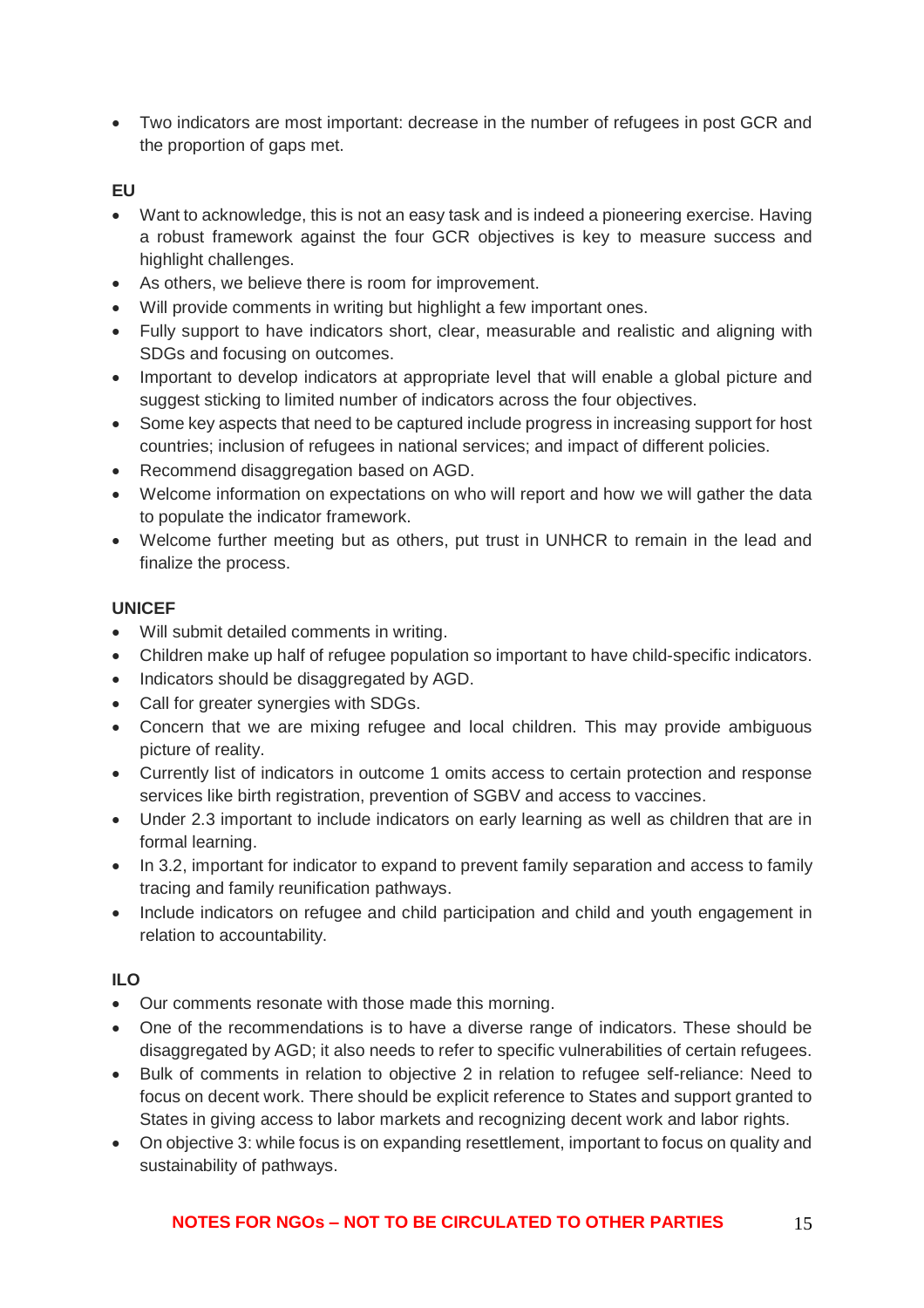- Two indicators are most important: decrease in the number of refugees in post GCR and the proportion of gaps met.

**EU**

- Want to acknowledge, this is not an easy task and is indeed a pioneering exercise. Having a robust framework against the four GCR objectives is key to measure success and highlight challenges.
- As others, we believe there is room for improvement.
- Will provide comments in writing but highlight a few important ones.
- Fully support to have indicators short, clear, measurable and realistic and aligning with SDGs and focusing on outcomes.
- Important to develop indicators at appropriate level that will enable a global picture and suggest sticking to limited number of indicators across the four objectives.
- Some key aspects that need to be captured include progress in increasing support for host countries; inclusion of refugees in national services; and impact of different policies.
- Recommend disaggregation based on AGD.
- Welcome information on expectations on who will report and how we will gather the data to populate the indicator framework.
- Welcome further meeting but as others, put trust in UNHCR to remain in the lead and finalize the process.

**UNICEF**

- Will submit detailed comments in writing.
- Children make up half of refugee population so important to have child-specific indicators.
- Indicators should be disaggregated by AGD.
- Call for greater synergies with SDGs.
- Concern that we are mixing refugee and local children. This may provide ambiguous picture of reality.
- Currently list of indicators in outcome 1 omits access to certain protection and response services like birth registration, prevention of SGBV and access to vaccines.
- Under 2.3 important to include indicators on early learning as well as children that are in formal learning.
- In 3.2, important for indicator to expand to prevent family separation and access to family tracing and family reunification pathways.
- Include indicators on refugee and child participation and child and youth engagement in relation to accountability.

**ILO**

- Our comments resonate with those made this morning.
- One of the recommendations is to have a diverse range of indicators. These should be disaggregated by AGD; it also needs to refer to specific vulnerabilities of certain refugees.
- Bulk of comments in relation to objective 2 in relation to refugee self-reliance: Need to focus on decent work. There should be explicit reference to States and support granted to States in giving access to labor markets and recognizing decent work and labor rights.
- On objective 3: while focus is on expanding resettlement, important to focus on quality and sustainability of pathways.

**NOTES FOR NGOs – NOT TO BE CIRCULATED TO OTHER PARTIES**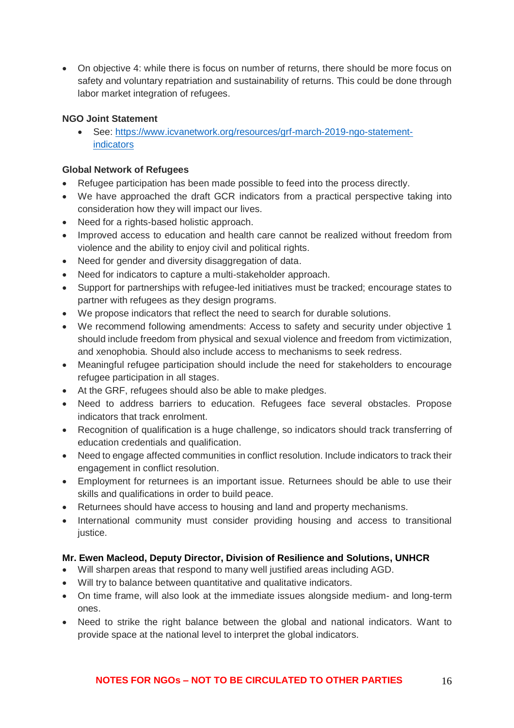- On objective 4: while there is focus on number of returns, there should be more focus on safety and voluntary repatriation and sustainability of returns. This could be done through labor market integration of refugees.

**NGO Joint Statement**

- See: [https://www.icvanetwork.org/resources/grf-march-2019-ngo-statement-indicators](https://www.icvanetwork.org/resources/grf-march-2019-ngo-statement-indicators)

**Global Network of Refugees**

- Refugee participation has been made possible to feed into the process directly.
- We have approached the draft GCR indicators from a practical perspective taking into consideration how they will impact our lives.
- Need for a rights-based holistic approach.
- Improved access to education and health care cannot be realized without freedom from violence and the ability to enjoy civil and political rights.
- Need for gender and diversity disaggregation of data.
- Need for indicators to capture a multi-stakeholder approach.
- Support for partnerships with refugee-led initiatives must be tracked; encourage states to partner with refugees as they design programs.
- We propose indicators that reflect the need to search for durable solutions.
- We recommend following amendments: Access to safety and security under objective 1 should include freedom from physical and sexual violence and freedom from victimization, and xenophobia. Should also include access to mechanisms to seek redress.
- Meaningful refugee participation should include the need for stakeholders to encourage refugee participation in all stages.
- At the GRF, refugees should also be able to make pledges.
- Need to address barriers to education. Refugees face several obstacles. Propose indicators that track enrolment.
- Recognition of qualification is a huge challenge, so indicators should track transferring of education credentials and qualification.
- Need to engage affected communities in conflict resolution. Include indicators to track their engagement in conflict resolution.
- Employment for returnees is an important issue. Returnees should be able to use their skills and qualifications in order to build peace.
- Returnees should have access to housing and land and property mechanisms.
- International community must consider providing housing and access to transitional justice.

**Mr. Ewen Macleod, Deputy Director, Division of Resilience and Solutions, UNHCR**

- Will sharpen areas that respond to many well justified areas including AGD.
- Will try to balance between quantitative and qualitative indicators.
- On time frame, will also look at the immediate issues alongside medium- and long-term ones.
- Need to strike the right balance between the global and national indicators. Want to provide space at the national level to interpret the global indicators.

**NOTES FOR NGOs – NOT TO BE CIRCULATED TO OTHER PARTIES**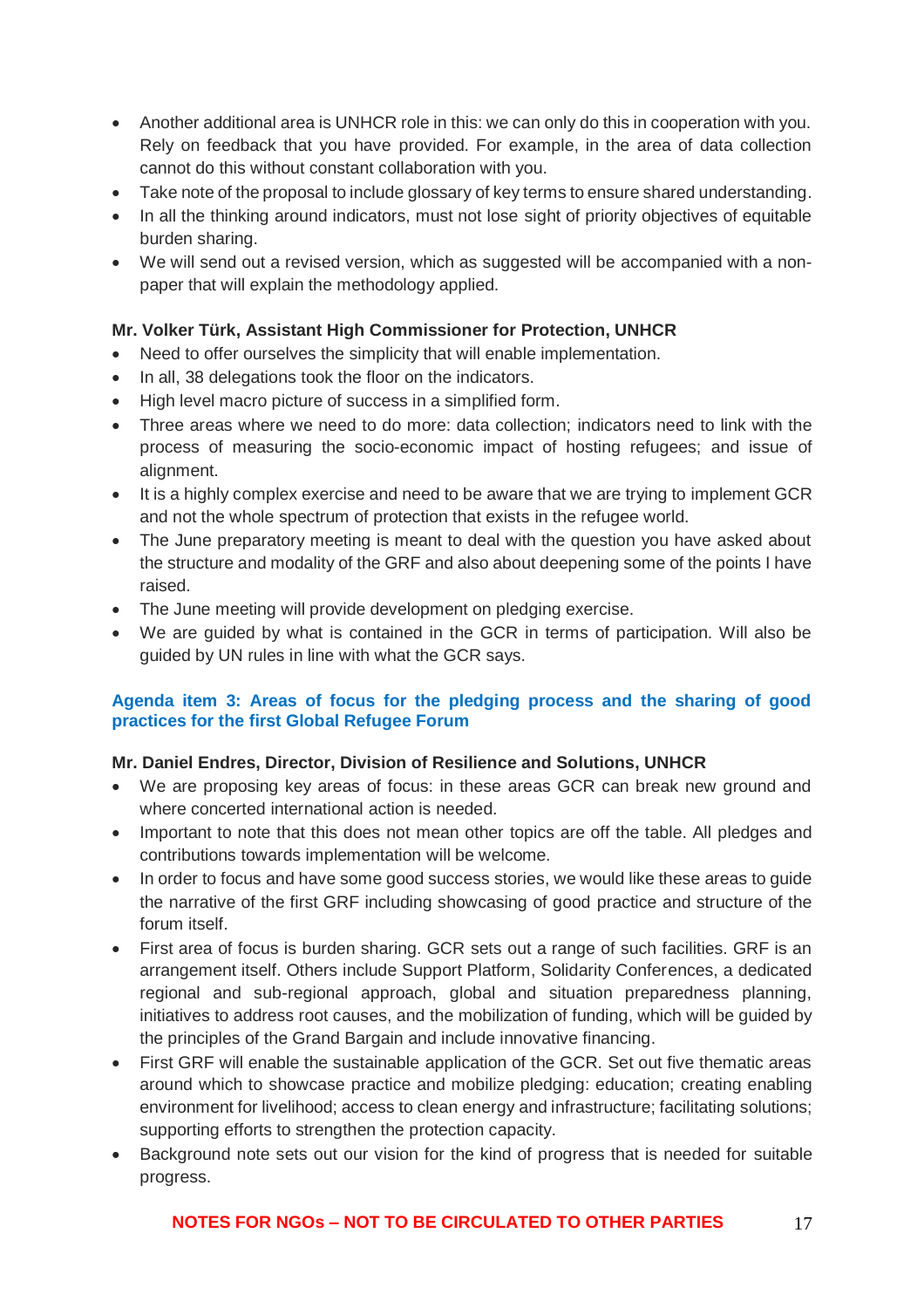- Another additional area is UNHCR role in this: we can only do this in cooperation with you. Rely on feedback that you have provided. For example, in the area of data collection cannot do this without constant collaboration with you.
- Take note of the proposal to include glossary of key terms to ensure shared understanding.
- In all the thinking around indicators, must not lose sight of priority objectives of equitable burden sharing.
- We will send out a revised version, which as suggested will be accompanied with a non-paper that will explain the methodology applied.

**Mr. Volker Türk, Assistant High Commissioner for Protection, UNHCR**

- Need to offer ourselves the simplicity that will enable implementation.
- In all, 38 delegations took the floor on the indicators.
- High level macro picture of success in a simplified form.
- Three areas where we need to do more: data collection; indicators need to link with the process of measuring the socio-economic impact of hosting refugees; and issue of alignment.
- It is a highly complex exercise and need to be aware that we are trying to implement GCR and not the whole spectrum of protection that exists in the refugee world.
- The June preparatory meeting is meant to deal with the question you have asked about the structure and modality of the GRF and also about deepening some of the points I have raised.
- The June meeting will provide development on pledging exercise.
- We are guided by what is contained in the GCR in terms of participation. Will also be guided by UN rules in line with what the GCR says.

## Agenda item 3: Areas of focus for the pledging process and the sharing of good practices for the first Global Refugee Forum

**Mr. Daniel Endres, Director, Division of Resilience and Solutions, UNHCR**

- We are proposing key areas of focus: in these areas GCR can break new ground and where concerted international action is needed.
- Important to note that this does not mean other topics are off the table. All pledges and contributions towards implementation will be welcome.
- In order to focus and have some good success stories, we would like these areas to guide the narrative of the first GRF including showcasing of good practice and structure of the forum itself.
- First area of focus is burden sharing. GCR sets out a range of such facilities. GRF is an arrangement itself. Others include Support Platform, Solidarity Conferences, a dedicated regional and sub-regional approach, global and situation preparedness planning, initiatives to address root causes, and the mobilization of funding, which will be guided by the principles of the Grand Bargain and include innovative financing.
- First GRF will enable the sustainable application of the GCR. Set out five thematic areas around which to showcase practice and mobilize pledging: education; creating enabling environment for livelihood; access to clean energy and infrastructure; facilitating solutions; supporting efforts to strengthen the protection capacity.
- Background note sets out our vision for the kind of progress that is needed for suitable progress.

**NOTES FOR NGOs – NOT TO BE CIRCULATED TO OTHER PARTIES**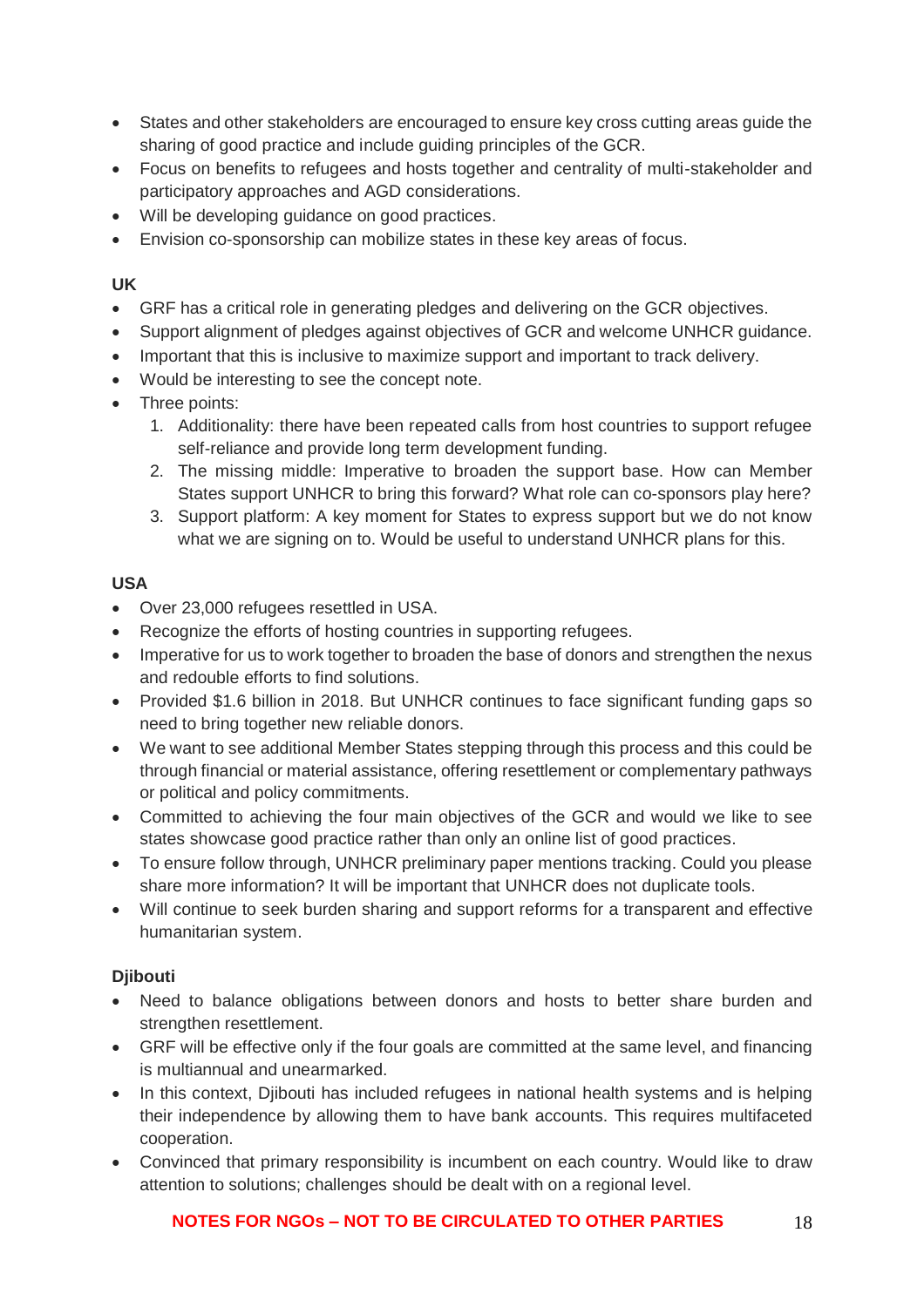- States and other stakeholders are encouraged to ensure key cross cutting areas guide the sharing of good practice and include guiding principles of the GCR.
- Focus on benefits to refugees and hosts together and centrality of multi-stakeholder and participatory approaches and AGD considerations.
- Will be developing guidance on good practices.
- Envision co-sponsorship can mobilize states in these key areas of focus.

**UK**

- GRF has a critical role in generating pledges and delivering on the GCR objectives.
- Support alignment of pledges against objectives of GCR and welcome UNHCR guidance.
- Important that this is inclusive to maximize support and important to track delivery.
- Would be interesting to see the concept note.
- Three points:
  1. Additionality: there have been repeated calls from host countries to support refugee self-reliance and provide long term development funding.
  2. The missing middle: Imperative to broaden the support base. How can Member States support UNHCR to bring this forward? What role can co-sponsors play here?
  3. Support platform: A key moment for States to express support but we do not know what we are signing on to. Would be useful to understand UNHCR plans for this.

**USA**

- Over 23,000 refugees resettled in USA.
- Recognize the efforts of hosting countries in supporting refugees.
- Imperative for us to work together to broaden the base of donors and strengthen the nexus and redouble efforts to find solutions.
- Provided $1.6 billion in 2018. But UNHCR continues to face significant funding gaps so need to bring together new reliable donors.
- We want to see additional Member States stepping through this process and this could be through financial or material assistance, offering resettlement or complementary pathways or political and policy commitments.
- Committed to achieving the four main objectives of the GCR and would we like to see states showcase good practice rather than only an online list of good practices.
- To ensure follow through, UNHCR preliminary paper mentions tracking. Could you please share more information? It will be important that UNHCR does not duplicate tools.
- Will continue to seek burden sharing and support reforms for a transparent and effective humanitarian system.

**Djibouti**

- Need to balance obligations between donors and hosts to better share burden and strengthen resettlement.
- GRF will be effective only if the four goals are committed at the same level, and financing is multiannual and unearmarked.
- In this context, Djibouti has included refugees in national health systems and is helping their independence by allowing them to have bank accounts. This requires multifaceted cooperation.
- Convinced that primary responsibility is incumbent on each country. Would like to draw attention to solutions; challenges should be dealt with on a regional level.

**NOTES FOR NGOs – NOT TO BE CIRCULATED TO OTHER PARTIES**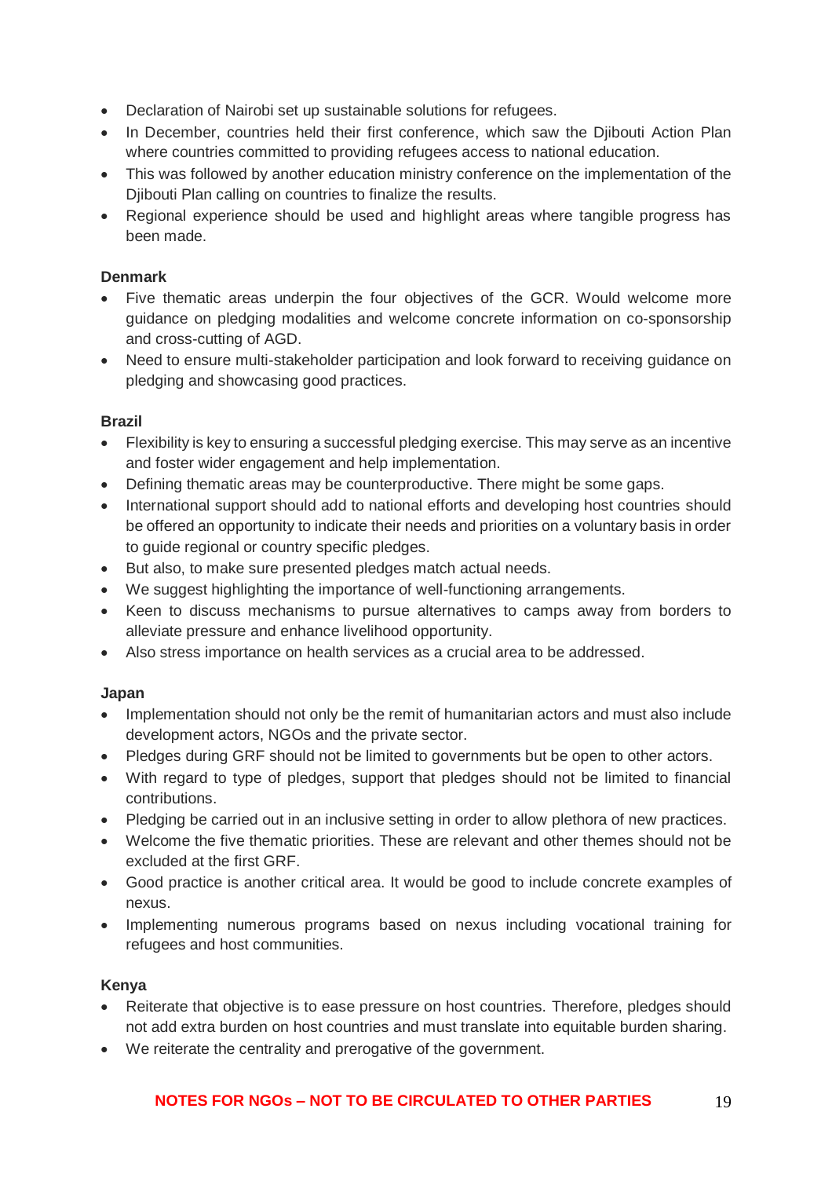- Declaration of Nairobi set up sustainable solutions for refugees.
- In December, countries held their first conference, which saw the Djibouti Action Plan where countries committed to providing refugees access to national education.
- This was followed by another education ministry conference on the implementation of the Djibouti Plan calling on countries to finalize the results.
- Regional experience should be used and highlight areas where tangible progress has been made.

**Denmark**

- Five thematic areas underpin the four objectives of the GCR. Would welcome more guidance on pledging modalities and welcome concrete information on co-sponsorship and cross-cutting of AGD.
- Need to ensure multi-stakeholder participation and look forward to receiving guidance on pledging and showcasing good practices.

**Brazil**

- Flexibility is key to ensuring a successful pledging exercise. This may serve as an incentive and foster wider engagement and help implementation.
- Defining thematic areas may be counterproductive. There might be some gaps.
- International support should add to national efforts and developing host countries should be offered an opportunity to indicate their needs and priorities on a voluntary basis in order to guide regional or country specific pledges.
- But also, to make sure presented pledges match actual needs.
- We suggest highlighting the importance of well-functioning arrangements.
- Keen to discuss mechanisms to pursue alternatives to camps away from borders to alleviate pressure and enhance livelihood opportunity.
- Also stress importance on health services as a crucial area to be addressed.

**Japan**

- Implementation should not only be the remit of humanitarian actors and must also include development actors, NGOs and the private sector.
- Pledges during GRF should not be limited to governments but be open to other actors.
- With regard to type of pledges, support that pledges should not be limited to financial contributions.
- Pledging be carried out in an inclusive setting in order to allow plethora of new practices.
- Welcome the five thematic priorities. These are relevant and other themes should not be excluded at the first GRF.
- Good practice is another critical area. It would be good to include concrete examples of nexus.
- Implementing numerous programs based on nexus including vocational training for refugees and host communities.

**Kenya**

- Reiterate that objective is to ease pressure on host countries. Therefore, pledges should not add extra burden on host countries and must translate into equitable burden sharing.
- We reiterate the centrality and prerogative of the government.

**NOTES FOR NGOs – NOT TO BE CIRCULATED TO OTHER PARTIES**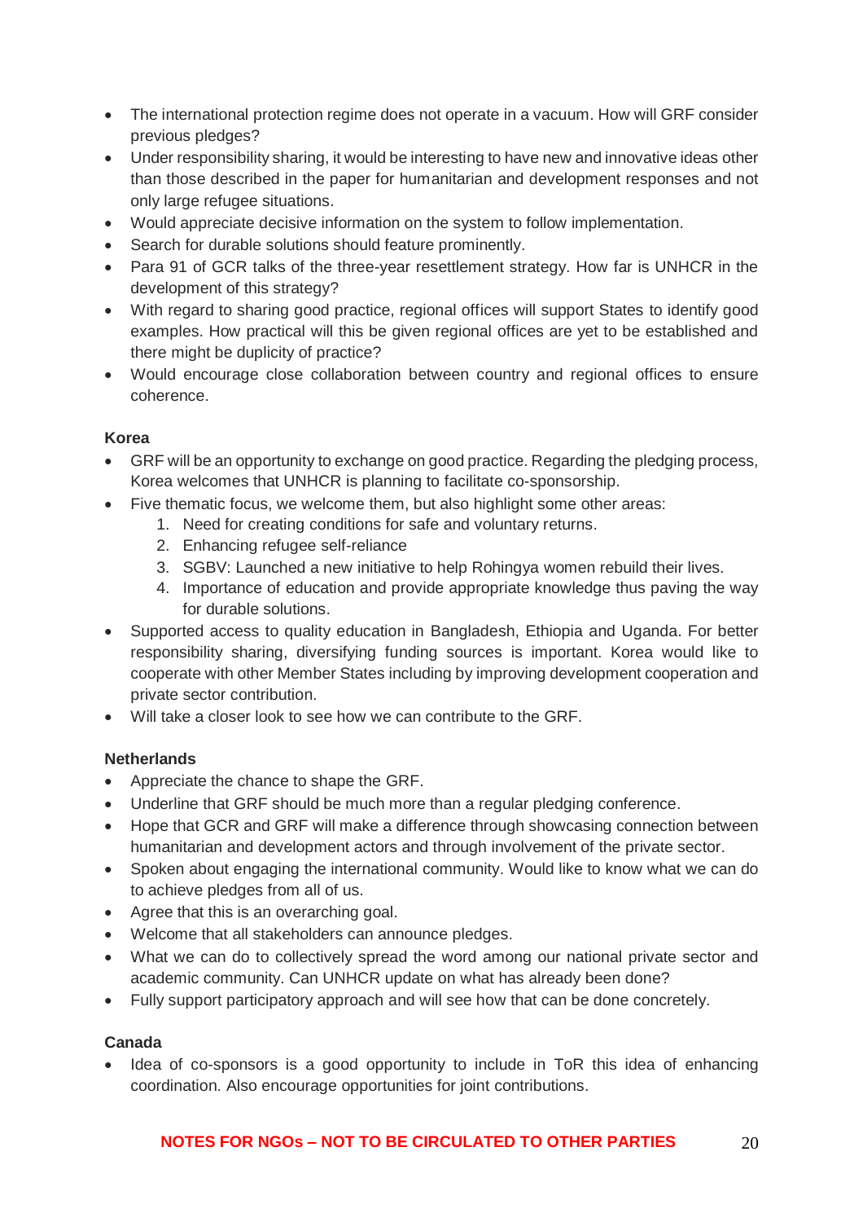- The international protection regime does not operate in a vacuum. How will GRF consider previous pledges?
- Under responsibility sharing, it would be interesting to have new and innovative ideas other than those described in the paper for humanitarian and development responses and not only large refugee situations.
- Would appreciate decisive information on the system to follow implementation.
- Search for durable solutions should feature prominently.
- Para 91 of GCR talks of the three-year resettlement strategy. How far is UNHCR in the development of this strategy?
- With regard to sharing good practice, regional offices will support States to identify good examples. How practical will this be given regional offices are yet to be established and there might be duplicity of practice?
- Would encourage close collaboration between country and regional offices to ensure coherence.

**Korea**

- GRF will be an opportunity to exchange on good practice. Regarding the pledging process, Korea welcomes that UNHCR is planning to facilitate co-sponsorship.
- Five thematic focus, we welcome them, but also highlight some other areas:
    1. Need for creating conditions for safe and voluntary returns.
    2. Enhancing refugee self-reliance
    3. SGBV: Launched a new initiative to help Rohingya women rebuild their lives.
    4. Importance of education and provide appropriate knowledge thus paving the way for durable solutions.
- Supported access to quality education in Bangladesh, Ethiopia and Uganda. For better responsibility sharing, diversifying funding sources is important. Korea would like to cooperate with other Member States including by improving development cooperation and private sector contribution.
- Will take a closer look to see how we can contribute to the GRF.

**Netherlands**

- Appreciate the chance to shape the GRF.
- Underline that GRF should be much more than a regular pledging conference.
- Hope that GCR and GRF will make a difference through showcasing connection between humanitarian and development actors and through involvement of the private sector.
- Spoken about engaging the international community. Would like to know what we can do to achieve pledges from all of us.
- Agree that this is an overarching goal.
- Welcome that all stakeholders can announce pledges.
- What we can do to collectively spread the word among our national private sector and academic community. Can UNHCR update on what has already been done?
- Fully support participatory approach and will see how that can be done concretely.

**Canada**

- Idea of co-sponsors is a good opportunity to include in ToR this idea of enhancing coordination. Also encourage opportunities for joint contributions.

**NOTES FOR NGOs – NOT TO BE CIRCULATED TO OTHER PARTIES**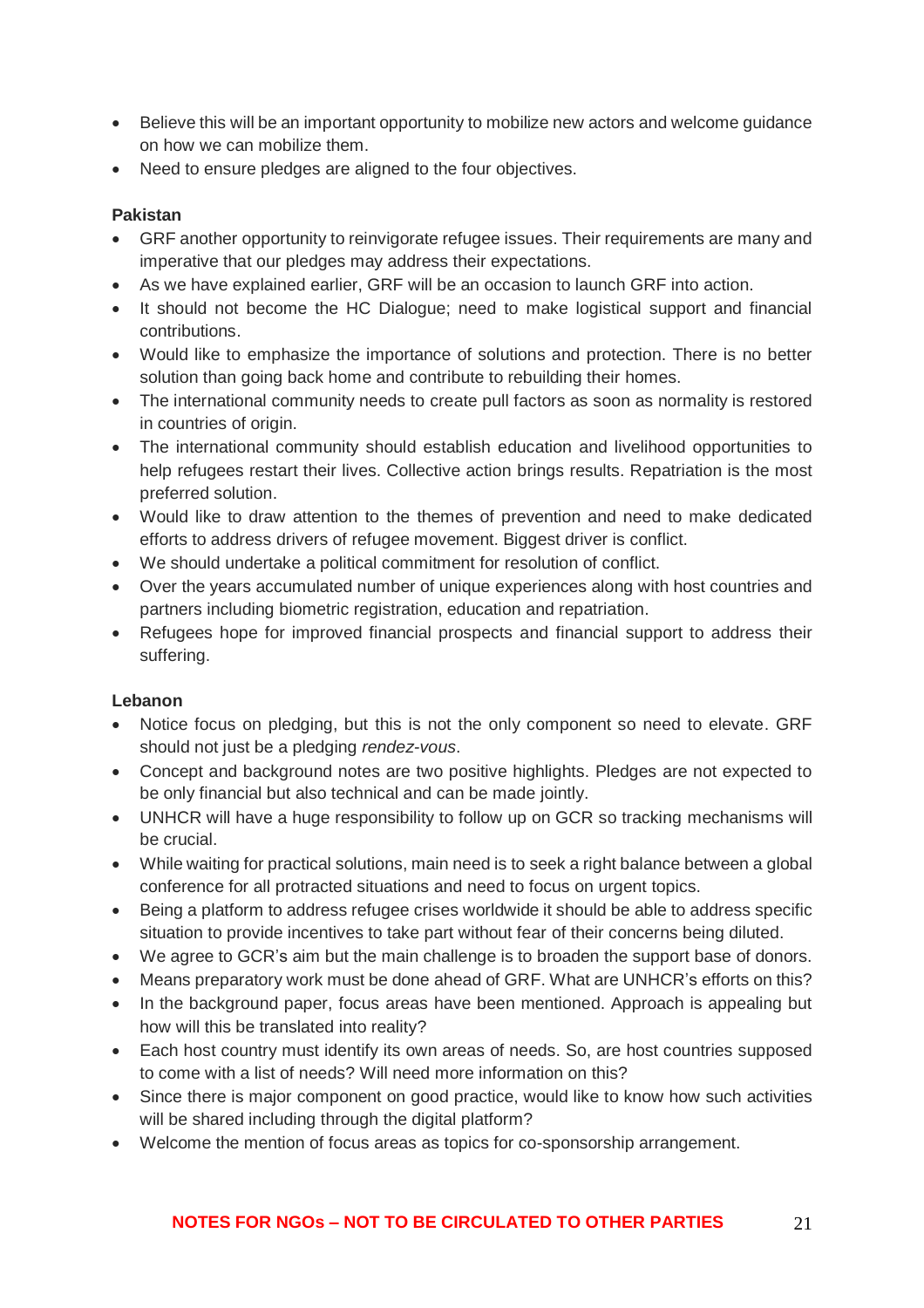- Believe this will be an important opportunity to mobilize new actors and welcome guidance on how we can mobilize them.
- Need to ensure pledges are aligned to the four objectives.

**Pakistan**

- GRF another opportunity to reinvigorate refugee issues. Their requirements are many and imperative that our pledges may address their expectations.
- As we have explained earlier, GRF will be an occasion to launch GRF into action.
- It should not become the HC Dialogue; need to make logistical support and financial contributions.
- Would like to emphasize the importance of solutions and protection. There is no better solution than going back home and contribute to rebuilding their homes.
- The international community needs to create pull factors as soon as normality is restored in countries of origin.
- The international community should establish education and livelihood opportunities to help refugees restart their lives. Collective action brings results. Repatriation is the most preferred solution.
- Would like to draw attention to the themes of prevention and need to make dedicated efforts to address drivers of refugee movement. Biggest driver is conflict.
- We should undertake a political commitment for resolution of conflict.
- Over the years accumulated number of unique experiences along with host countries and partners including biometric registration, education and repatriation.
- Refugees hope for improved financial prospects and financial support to address their suffering.

**Lebanon**

- Notice focus on pledging, but this is not the only component so need to elevate. GRF should not just be a pledging *rendez-vous*.
- Concept and background notes are two positive highlights. Pledges are not expected to be only financial but also technical and can be made jointly.
- UNHCR will have a huge responsibility to follow up on GCR so tracking mechanisms will be crucial.
- While waiting for practical solutions, main need is to seek a right balance between a global conference for all protracted situations and need to focus on urgent topics.
- Being a platform to address refugee crises worldwide it should be able to address specific situation to provide incentives to take part without fear of their concerns being diluted.
- We agree to GCR's aim but the main challenge is to broaden the support base of donors.
- Means preparatory work must be done ahead of GRF. What are UNHCR's efforts on this?
- In the background paper, focus areas have been mentioned. Approach is appealing but how will this be translated into reality?
- Each host country must identify its own areas of needs. So, are host countries supposed to come with a list of needs? Will need more information on this?
- Since there is major component on good practice, would like to know how such activities will be shared including through the digital platform?
- Welcome the mention of focus areas as topics for co-sponsorship arrangement.

**NOTES FOR NGOs – NOT TO BE CIRCULATED TO OTHER PARTIES**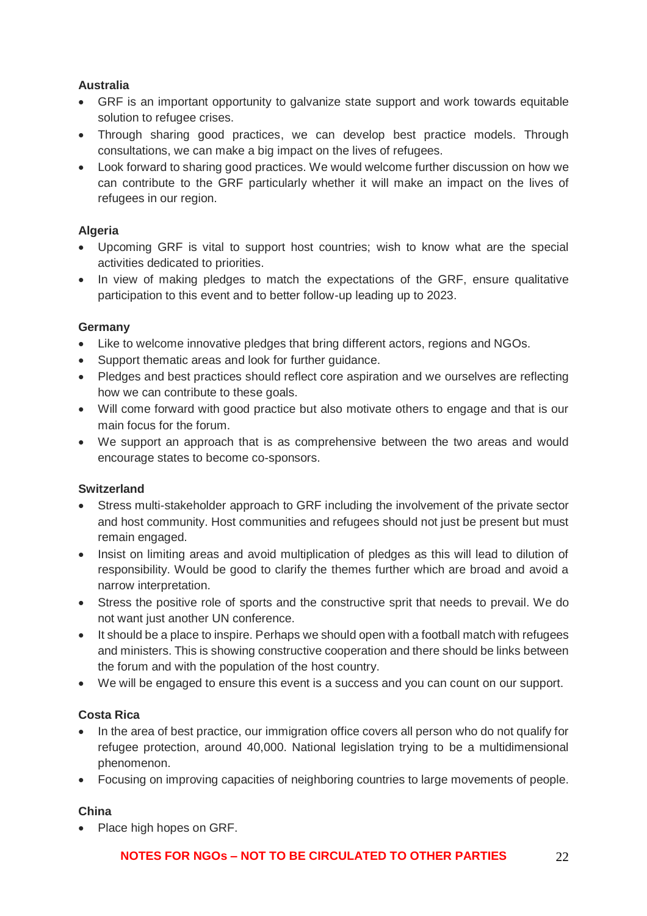**Australia**

- GRF is an important opportunity to galvanize state support and work towards equitable solution to refugee crises.
- Through sharing good practices, we can develop best practice models. Through consultations, we can make a big impact on the lives of refugees.
- Look forward to sharing good practices. We would welcome further discussion on how we can contribute to the GRF particularly whether it will make an impact on the lives of refugees in our region.

**Algeria**

- Upcoming GRF is vital to support host countries; wish to know what are the special activities dedicated to priorities.
- In view of making pledges to match the expectations of the GRF, ensure qualitative participation to this event and to better follow-up leading up to 2023.

**Germany**

- Like to welcome innovative pledges that bring different actors, regions and NGOs.
- Support thematic areas and look for further guidance.
- Pledges and best practices should reflect core aspiration and we ourselves are reflecting how we can contribute to these goals.
- Will come forward with good practice but also motivate others to engage and that is our main focus for the forum.
- We support an approach that is as comprehensive between the two areas and would encourage states to become co-sponsors.

**Switzerland**

- Stress multi-stakeholder approach to GRF including the involvement of the private sector and host community. Host communities and refugees should not just be present but must remain engaged.
- Insist on limiting areas and avoid multiplication of pledges as this will lead to dilution of responsibility. Would be good to clarify the themes further which are broad and avoid a narrow interpretation.
- Stress the positive role of sports and the constructive sprit that needs to prevail. We do not want just another UN conference.
- It should be a place to inspire. Perhaps we should open with a football match with refugees and ministers. This is showing constructive cooperation and there should be links between the forum and with the population of the host country.
- We will be engaged to ensure this event is a success and you can count on our support.

**Costa Rica**

- In the area of best practice, our immigration office covers all person who do not qualify for refugee protection, around 40,000. National legislation trying to be a multidimensional phenomenon.
- Focusing on improving capacities of neighboring countries to large movements of people.

**China**

- Place high hopes on GRF.

**NOTES FOR NGOs – NOT TO BE CIRCULATED TO OTHER PARTIES**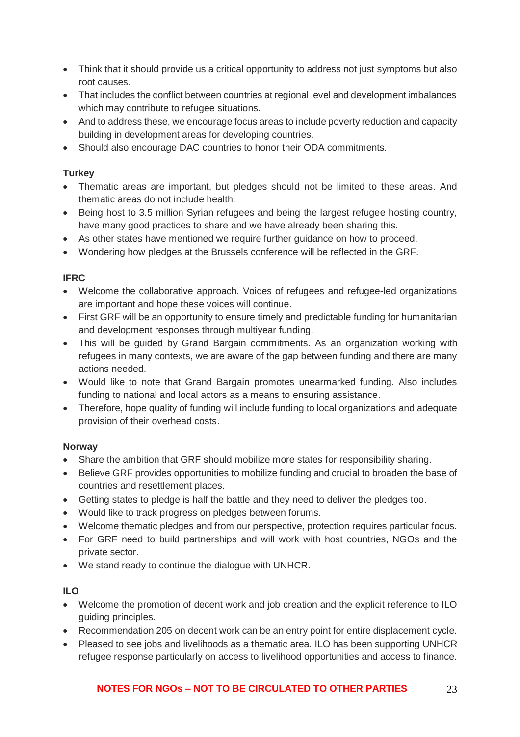- Think that it should provide us a critical opportunity to address not just symptoms but also root causes.
- That includes the conflict between countries at regional level and development imbalances which may contribute to refugee situations.
- And to address these, we encourage focus areas to include poverty reduction and capacity building in development areas for developing countries.
- Should also encourage DAC countries to honor their ODA commitments.

**Turkey**

- Thematic areas are important, but pledges should not be limited to these areas. And thematic areas do not include health.
- Being host to 3.5 million Syrian refugees and being the largest refugee hosting country, have many good practices to share and we have already been sharing this.
- As other states have mentioned we require further guidance on how to proceed.
- Wondering how pledges at the Brussels conference will be reflected in the GRF.

**IFRC**

- Welcome the collaborative approach. Voices of refugees and refugee-led organizations are important and hope these voices will continue.
- First GRF will be an opportunity to ensure timely and predictable funding for humanitarian and development responses through multiyear funding.
- This will be guided by Grand Bargain commitments. As an organization working with refugees in many contexts, we are aware of the gap between funding and there are many actions needed.
- Would like to note that Grand Bargain promotes unearmarked funding. Also includes funding to national and local actors as a means to ensuring assistance.
- Therefore, hope quality of funding will include funding to local organizations and adequate provision of their overhead costs.

**Norway**

- Share the ambition that GRF should mobilize more states for responsibility sharing.
- Believe GRF provides opportunities to mobilize funding and crucial to broaden the base of countries and resettlement places.
- Getting states to pledge is half the battle and they need to deliver the pledges too.
- Would like to track progress on pledges between forums.
- Welcome thematic pledges and from our perspective, protection requires particular focus.
- For GRF need to build partnerships and will work with host countries, NGOs and the private sector.
- We stand ready to continue the dialogue with UNHCR.

**ILO**

- Welcome the promotion of decent work and job creation and the explicit reference to ILO guiding principles.
- Recommendation 205 on decent work can be an entry point for entire displacement cycle.
- Pleased to see jobs and livelihoods as a thematic area. ILO has been supporting UNHCR refugee response particularly on access to livelihood opportunities and access to finance.

**NOTES FOR NGOs – NOT TO BE CIRCULATED TO OTHER PARTIES**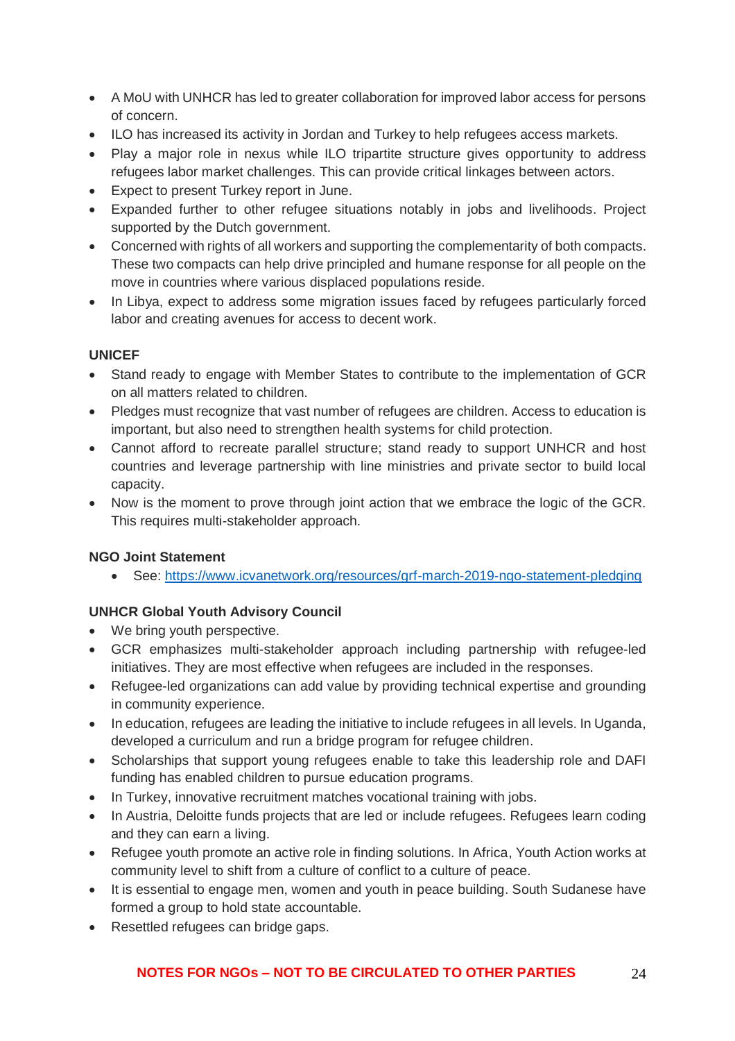- A MoU with UNHCR has led to greater collaboration for improved labor access for persons of concern.
- ILO has increased its activity in Jordan and Turkey to help refugees access markets.
- Play a major role in nexus while ILO tripartite structure gives opportunity to address refugees labor market challenges. This can provide critical linkages between actors.
- Expect to present Turkey report in June.
- Expanded further to other refugee situations notably in jobs and livelihoods. Project supported by the Dutch government.
- Concerned with rights of all workers and supporting the complementarity of both compacts. These two compacts can help drive principled and humane response for all people on the move in countries where various displaced populations reside.
- In Libya, expect to address some migration issues faced by refugees particularly forced labor and creating avenues for access to decent work.

**UNICEF**

- Stand ready to engage with Member States to contribute to the implementation of GCR on all matters related to children.
- Pledges must recognize that vast number of refugees are children. Access to education is important, but also need to strengthen health systems for child protection.
- Cannot afford to recreate parallel structure; stand ready to support UNHCR and host countries and leverage partnership with line ministries and private sector to build local capacity.
- Now is the moment to prove through joint action that we embrace the logic of the GCR. This requires multi-stakeholder approach.

**NGO Joint Statement**

- See: https://www.icvanetwork.org/resources/grf-march-2019-ngo-statement-pledging

**UNHCR Global Youth Advisory Council**

- We bring youth perspective.
- GCR emphasizes multi-stakeholder approach including partnership with refugee-led initiatives. They are most effective when refugees are included in the responses.
- Refugee-led organizations can add value by providing technical expertise and grounding in community experience.
- In education, refugees are leading the initiative to include refugees in all levels. In Uganda, developed a curriculum and run a bridge program for refugee children.
- Scholarships that support young refugees enable to take this leadership role and DAFI funding has enabled children to pursue education programs.
- In Turkey, innovative recruitment matches vocational training with jobs.
- In Austria, Deloitte funds projects that are led or include refugees. Refugees learn coding and they can earn a living.
- Refugee youth promote an active role in finding solutions. In Africa, Youth Action works at community level to shift from a culture of conflict to a culture of peace.
- It is essential to engage men, women and youth in peace building. South Sudanese have formed a group to hold state accountable.
- Resettled refugees can bridge gaps.

**NOTES FOR NGOs – NOT TO BE CIRCULATED TO OTHER PARTIES**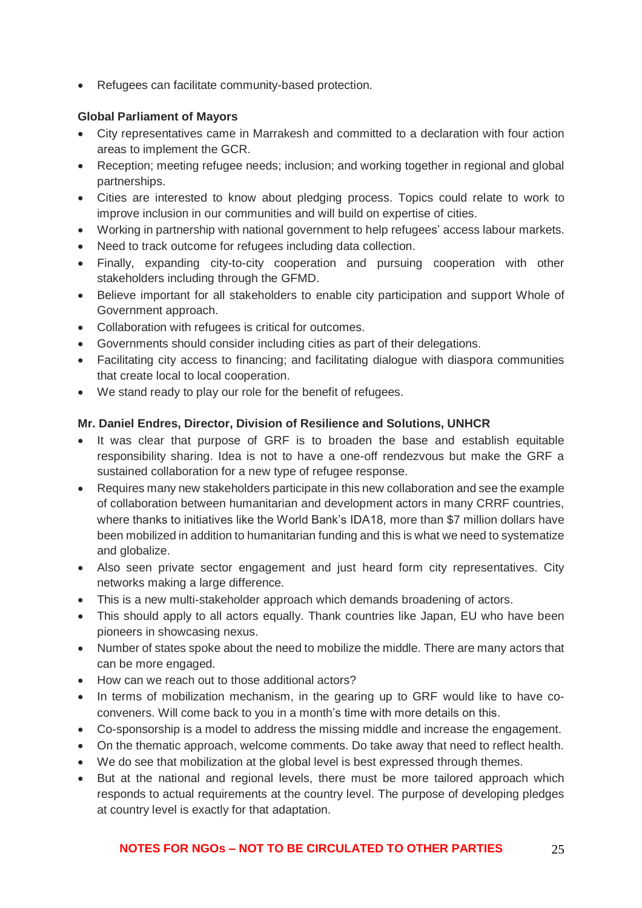- Refugees can facilitate community-based protection.

**Global Parliament of Mayors**

- City representatives came in Marrakesh and committed to a declaration with four action areas to implement the GCR.
- Reception; meeting refugee needs; inclusion; and working together in regional and global partnerships.
- Cities are interested to know about pledging process. Topics could relate to work to improve inclusion in our communities and will build on expertise of cities.
- Working in partnership with national government to help refugees' access labour markets.
- Need to track outcome for refugees including data collection.
- Finally, expanding city-to-city cooperation and pursuing cooperation with other stakeholders including through the GFMD.
- Believe important for all stakeholders to enable city participation and support Whole of Government approach.
- Collaboration with refugees is critical for outcomes.
- Governments should consider including cities as part of their delegations.
- Facilitating city access to financing; and facilitating dialogue with diaspora communities that create local to local cooperation.
- We stand ready to play our role for the benefit of refugees.

**Mr. Daniel Endres, Director, Division of Resilience and Solutions, UNHCR**

- It was clear that purpose of GRF is to broaden the base and establish equitable responsibility sharing. Idea is not to have a one-off rendezvous but make the GRF a sustained collaboration for a new type of refugee response.
- Requires many new stakeholders participate in this new collaboration and see the example of collaboration between humanitarian and development actors in many CRRF countries, where thanks to initiatives like the World Bank's IDA18, more than $7 million dollars have been mobilized in addition to humanitarian funding and this is what we need to systematize and globalize.
- Also seen private sector engagement and just heard form city representatives. City networks making a large difference.
- This is a new multi-stakeholder approach which demands broadening of actors.
- This should apply to all actors equally. Thank countries like Japan, EU who have been pioneers in showcasing nexus.
- Number of states spoke about the need to mobilize the middle. There are many actors that can be more engaged.
- How can we reach out to those additional actors?
- In terms of mobilization mechanism, in the gearing up to GRF would like to have co-conveners. Will come back to you in a month's time with more details on this.
- Co-sponsorship is a model to address the missing middle and increase the engagement.
- On the thematic approach, welcome comments. Do take away that need to reflect health.
- We do see that mobilization at the global level is best expressed through themes.
- But at the national and regional levels, there must be more tailored approach which responds to actual requirements at the country level. The purpose of developing pledges at country level is exactly for that adaptation.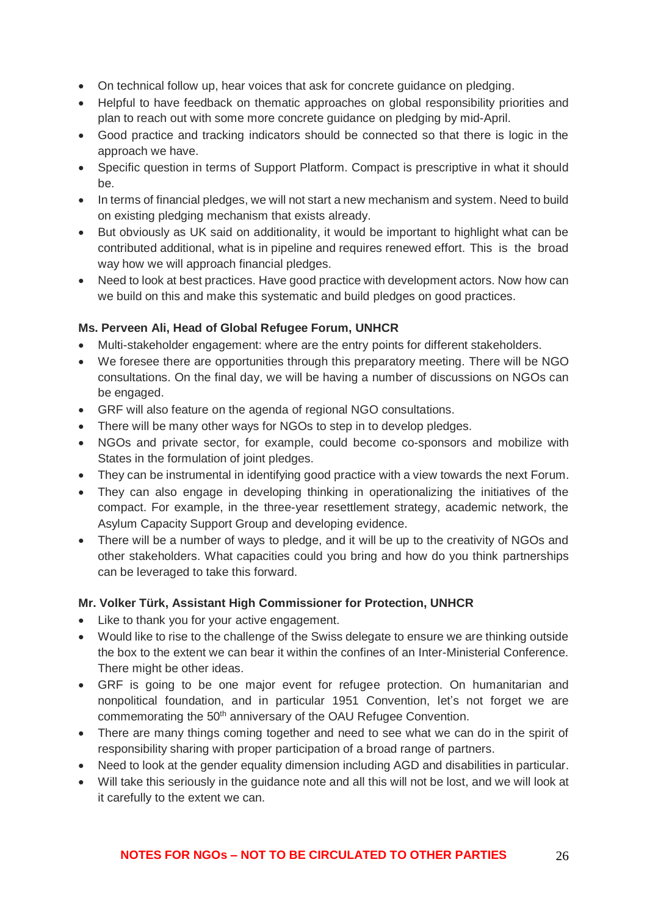- On technical follow up, hear voices that ask for concrete guidance on pledging.
- Helpful to have feedback on thematic approaches on global responsibility priorities and plan to reach out with some more concrete guidance on pledging by mid-April.
- Good practice and tracking indicators should be connected so that there is logic in the approach we have.
- Specific question in terms of Support Platform. Compact is prescriptive in what it should be.
- In terms of financial pledges, we will not start a new mechanism and system. Need to build on existing pledging mechanism that exists already.
- But obviously as UK said on additionality, it would be important to highlight what can be contributed additional, what is in pipeline and requires renewed effort. This is the broad way how we will approach financial pledges.
- Need to look at best practices. Have good practice with development actors. Now how can we build on this and make this systematic and build pledges on good practices.

**Ms. Perveen Ali, Head of Global Refugee Forum, UNHCR**

- Multi-stakeholder engagement: where are the entry points for different stakeholders.
- We foresee there are opportunities through this preparatory meeting. There will be NGO consultations. On the final day, we will be having a number of discussions on NGOs can be engaged.
- GRF will also feature on the agenda of regional NGO consultations.
- There will be many other ways for NGOs to step in to develop pledges.
- NGOs and private sector, for example, could become co-sponsors and mobilize with States in the formulation of joint pledges.
- They can be instrumental in identifying good practice with a view towards the next Forum.
- They can also engage in developing thinking in operationalizing the initiatives of the compact. For example, in the three-year resettlement strategy, academic network, the Asylum Capacity Support Group and developing evidence.
- There will be a number of ways to pledge, and it will be up to the creativity of NGOs and other stakeholders. What capacities could you bring and how do you think partnerships can be leveraged to take this forward.

**Mr. Volker Türk, Assistant High Commissioner for Protection, UNHCR**

- Like to thank you for your active engagement.
- Would like to rise to the challenge of the Swiss delegate to ensure we are thinking outside the box to the extent we can bear it within the confines of an Inter-Ministerial Conference. There might be other ideas.
- GRF is going to be one major event for refugee protection. On humanitarian and nonpolitical foundation, and in particular 1951 Convention, let's not forget we are commemorating the 50th anniversary of the OAU Refugee Convention.
- There are many things coming together and need to see what we can do in the spirit of responsibility sharing with proper participation of a broad range of partners.
- Need to look at the gender equality dimension including AGD and disabilities in particular.
- Will take this seriously in the guidance note and all this will not be lost, and we will look at it carefully to the extent we can.

**NOTES FOR NGOs – NOT TO BE CIRCULATED TO OTHER PARTIES**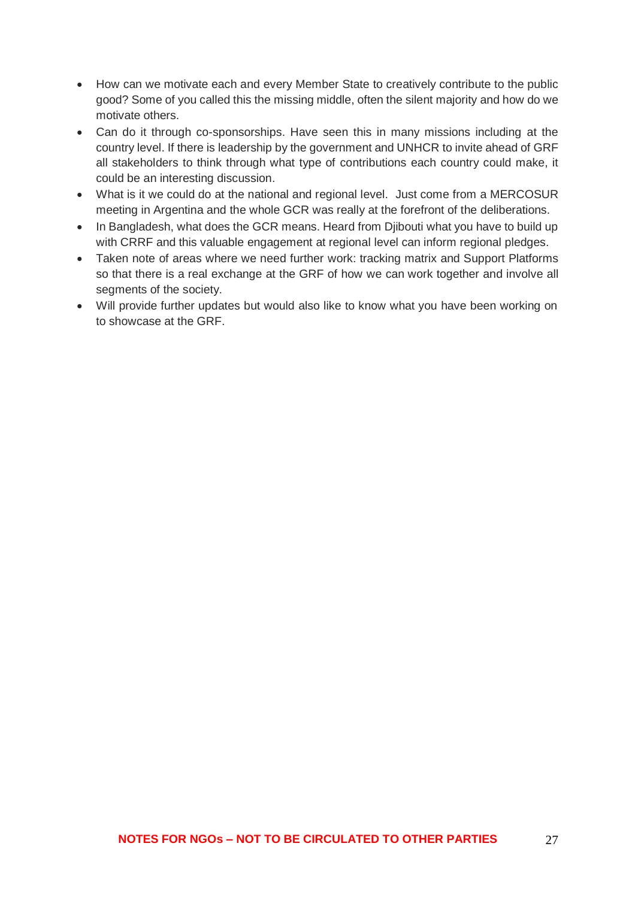- How can we motivate each and every Member State to creatively contribute to the public good? Some of you called this the missing middle, often the silent majority and how do we motivate others.
- Can do it through co-sponsorships. Have seen this in many missions including at the country level. If there is leadership by the government and UNHCR to invite ahead of GRF all stakeholders to think through what type of contributions each country could make, it could be an interesting discussion.
- What is it we could do at the national and regional level. Just come from a MERCOSUR meeting in Argentina and the whole GCR was really at the forefront of the deliberations.
- In Bangladesh, what does the GCR means. Heard from Djibouti what you have to build up with CRRF and this valuable engagement at regional level can inform regional pledges.
- Taken note of areas where we need further work: tracking matrix and Support Platforms so that there is a real exchange at the GRF of how we can work together and involve all segments of the society.
- Will provide further updates but would also like to know what you have been working on to showcase at the GRF.